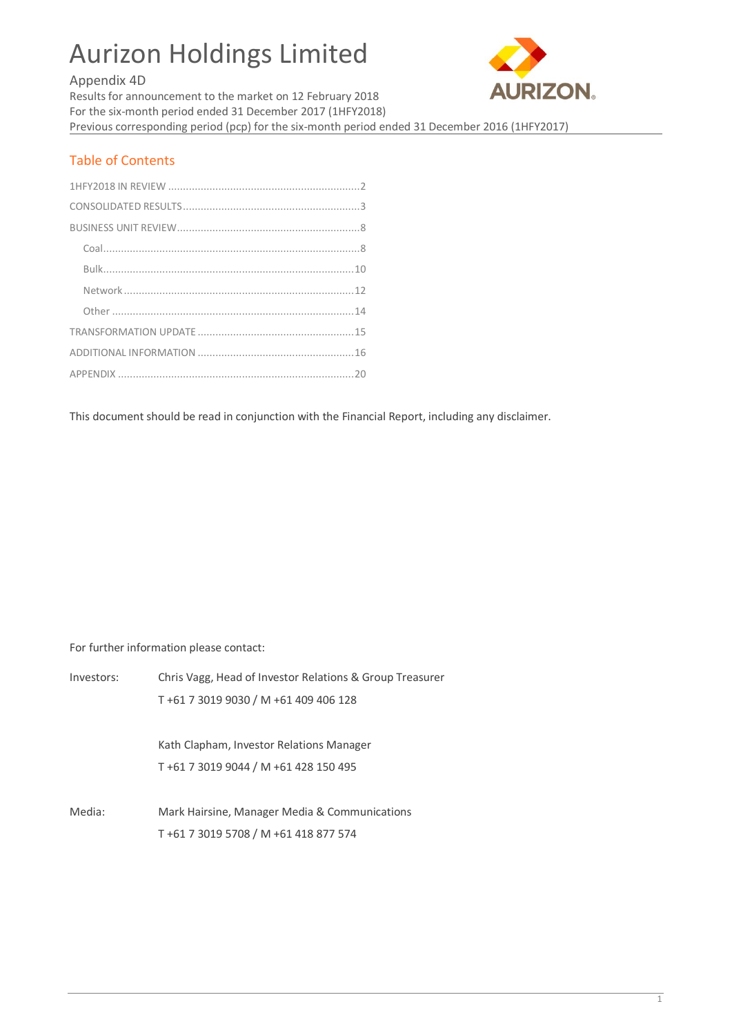# Aurizon Holdings Limited

Appendix 4D
Results for announcement to the market on 12 February 2018
For the six-month period ended 31 December 2017 (1HFY2018)
Previous corresponding period (pcp) for the six-month period ended 31 December 2016 (1HFY2017)

## Table of Contents

- 1HFY2018 IN REVIEW ........ 2
- CONSOLIDATED RESULTS ........ 3
- BUSINESS UNIT REVIEW ........ 8
  - Coal ........ 8
  - Bulk ........ 10
  - Network ........ 12
  - Other ........ 14
- TRANSFORMATION UPDATE ........ 15
- ADDITIONAL INFORMATION ........ 16
- APPENDIX ........ 20

This document should be read in conjunction with the Financial Report, including any disclaimer.

For further information please contact:

Investors: Chris Vagg, Head of Investor Relations & Group Treasurer
T +61 7 3019 9030 / M +61 409 406 128

Kath Clapham, Investor Relations Manager
T +61 7 3019 9044 / M +61 428 150 495

Media: Mark Hairsine, Manager Media & Communications
T +61 7 3019 5708 / M +61 418 877 574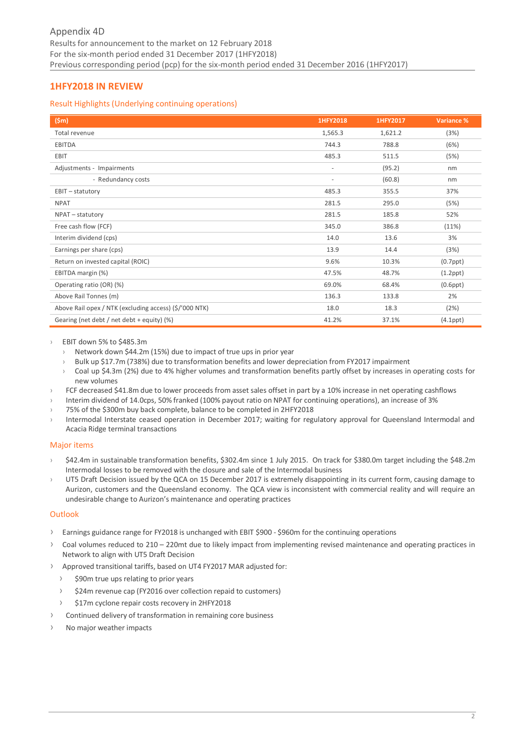Appendix 4D
Results for announcement to the market on 12 February 2018
For the six-month period ended 31 December 2017 (1HFY2018)
Previous corresponding period (pcp) for the six-month period ended 31 December 2016 (1HFY2017)

## 1HFY2018 IN REVIEW

### Result Highlights (Underlying continuing operations)

| ($m) | 1HFY2018 | 1HFY2017 | Variance % |
|---|---|---|---|
| Total revenue | 1,565.3 | 1,621.2 | (3%) |
| EBITDA | 744.3 | 788.8 | (6%) |
| EBIT | 485.3 | 511.5 | (5%) |
| Adjustments - Impairments | - | (95.2) | nm |
| - Redundancy costs | - | (60.8) | nm |
| EBIT – statutory | 485.3 | 355.5 | 37% |
| NPAT | 281.5 | 295.0 | (5%) |
| NPAT – statutory | 281.5 | 185.8 | 52% |
| Free cash flow (FCF) | 345.0 | 386.8 | (11%) |
| Interim dividend (cps) | 14.0 | 13.6 | 3% |
| Earnings per share (cps) | 13.9 | 14.4 | (3%) |
| Return on invested capital (ROIC) | 9.6% | 10.3% | (0.7ppt) |
| EBITDA margin (%) | 47.5% | 48.7% | (1.2ppt) |
| Operating ratio (OR) (%) | 69.0% | 68.4% | (0.6ppt) |
| Above Rail Tonnes (m) | 136.3 | 133.8 | 2% |
| Above Rail opex / NTK (excluding access) ($/'000 NTK) | 18.0 | 18.3 | (2%) |
| Gearing (net debt / net debt + equity) (%) | 41.2% | 37.1% | (4.1ppt) |

- EBIT down 5% to $485.3m
  - Network down $44.2m (15%) due to impact of true ups in prior year
  - Bulk up $17.7m (738%) due to transformation benefits and lower depreciation from FY2017 impairment
  - Coal up $4.3m (2%) due to 4% higher volumes and transformation benefits partly offset by increases in operating costs for new volumes
- FCF decreased $41.8m due to lower proceeds from asset sales offset in part by a 10% increase in net operating cashflows
- Interim dividend of 14.0cps, 50% franked (100% payout ratio on NPAT for continuing operations), an increase of 3%
- 75% of the $300m buy back complete, balance to be completed in 2HFY2018
- Intermodal Interstate ceased operation in December 2017; waiting for regulatory approval for Queensland Intermodal and Acacia Ridge terminal transactions

### Major items

- $42.4m in sustainable transformation benefits, $302.4m since 1 July 2015. On track for $380.0m target including the $48.2m Intermodal losses to be removed with the closure and sale of the Intermodal business
- UT5 Draft Decision issued by the QCA on 15 December 2017 is extremely disappointing in its current form, causing damage to Aurizon, customers and the Queensland economy. The QCA view is inconsistent with commercial reality and will require an undesirable change to Aurizon's maintenance and operating practices

### Outlook

- Earnings guidance range for FY2018 is unchanged with EBIT $900 - $960m for the continuing operations
- Coal volumes reduced to 210 – 220mt due to likely impact from implementing revised maintenance and operating practices in Network to align with UT5 Draft Decision
- Approved transitional tariffs, based on UT4 FY2017 MAR adjusted for:
  - $90m true ups relating to prior years
  - $24m revenue cap (FY2016 over collection repaid to customers)
  - $17m cyclone repair costs recovery in 2HFY2018
- Continued delivery of transformation in remaining core business
- No major weather impacts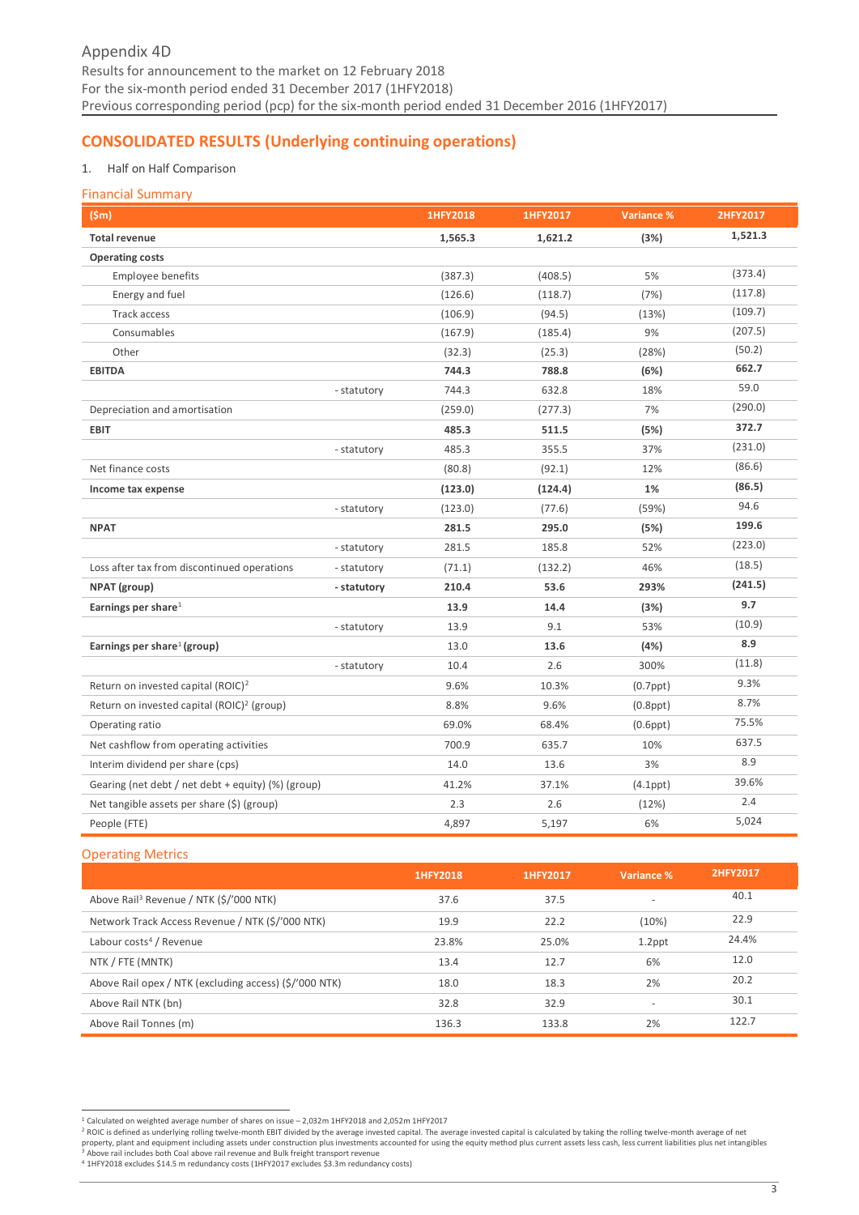Appendix 4D
Results for announcement to the market on 12 February 2018
For the six-month period ended 31 December 2017 (1HFY2018)
Previous corresponding period (pcp) for the six-month period ended 31 December 2016 (1HFY2017)

## CONSOLIDATED RESULTS (Underlying continuing operations)

1. Half on Half Comparison

### Financial Summary

| ($m) | | 1HFY2018 | 1HFY2017 | Variance % | 2HFY2017 |
|---|---|---|---|---|---|
| **Total revenue** | | **1,565.3** | **1,621.2** | **(3%)** | **1,521.3** |
| **Operating costs** | | | | | |
| Employee benefits | | (387.3) | (408.5) | 5% | (373.4) |
| Energy and fuel | | (126.6) | (118.7) | (7%) | (117.8) |
| Track access | | (106.9) | (94.5) | (13%) | (109.7) |
| Consumables | | (167.9) | (185.4) | 9% | (207.5) |
| Other | | (32.3) | (25.3) | (28%) | (50.2) |
| **EBITDA** | | **744.3** | **788.8** | **(6%)** | **662.7** |
| | - statutory | 744.3 | 632.8 | 18% | 59.0 |
| Depreciation and amortisation | | (259.0) | (277.3) | 7% | (290.0) |
| **EBIT** | | **485.3** | **511.5** | **(5%)** | **372.7** |
| | - statutory | 485.3 | 355.5 | 37% | (231.0) |
| Net finance costs | | (80.8) | (92.1) | 12% | (86.6) |
| **Income tax expense** | | **(123.0)** | **(124.4)** | **1%** | **(86.5)** |
| | - statutory | (123.0) | (77.6) | (59%) | 94.6 |
| **NPAT** | | **281.5** | **295.0** | **(5%)** | **199.6** |
| | - statutory | 281.5 | 185.8 | 52% | (223.0) |
| Loss after tax from discontinued operations | - statutory | (71.1) | (132.2) | 46% | (18.5) |
| **NPAT (group)** | **- statutory** | **210.4** | **53.6** | **293%** | **(241.5)** |
| **Earnings per share[1]** | | **13.9** | **14.4** | **(3%)** | **9.7** |
| | - statutory | 13.9 | 9.1 | 53% | (10.9) |
| **Earnings per share[1] (group)** | | 13.0 | **13.6** | **(4%)** | **8.9** |
| | - statutory | 10.4 | 2.6 | 300% | (11.8) |
| Return on invested capital (ROIC)[2] | | 9.6% | 10.3% | (0.7ppt) | 9.3% |
| Return on invested capital (ROIC)[2] (group) | | 8.8% | 9.6% | (0.8ppt) | 8.7% |
| Operating ratio | | 69.0% | 68.4% | (0.6ppt) | 75.5% |
| Net cashflow from operating activities | | 700.9 | 635.7 | 10% | 637.5 |
| Interim dividend per share (cps) | | 14.0 | 13.6 | 3% | 8.9 |
| Gearing (net debt / net debt + equity) (%) (group) | | 41.2% | 37.1% | (4.1ppt) | 39.6% |
| Net tangible assets per share ($) (group) | | 2.3 | 2.6 | (12%) | 2.4 |
| People (FTE) | | 4,897 | 5,197 | 6% | 5,024 |

### Operating Metrics

| | 1HFY2018 | 1HFY2017 | Variance % | 2HFY2017 |
|---|---|---|---|---|
| Above Rail[3] Revenue / NTK ($/'000 NTK) | 37.6 | 37.5 | - | 40.1 |
| Network Track Access Revenue / NTK ($/'000 NTK) | 19.9 | 22.2 | (10%) | 22.9 |
| Labour costs[4] / Revenue | 23.8% | 25.0% | 1.2ppt | 24.4% |
| NTK / FTE (MNTK) | 13.4 | 12.7 | 6% | 12.0 |
| Above Rail opex / NTK (excluding access) ($/'000 NTK) | 18.0 | 18.3 | 2% | 20.2 |
| Above Rail NTK (bn) | 32.8 | 32.9 | - | 30.1 |
| Above Rail Tonnes (m) | 136.3 | 133.8 | 2% | 122.7 |

[1] Calculated on weighted average number of shares on issue – 2,032m 1HFY2018 and 2,052m 1HFY2017
[2] ROIC is defined as underlying rolling twelve-month EBIT divided by the average invested capital. The average invested capital is calculated by taking the rolling twelve-month average of net property, plant and equipment including assets under construction plus investments accounted for using the equity method plus current assets less cash, less current liabilities plus net intangibles
[3] Above rail includes both Coal above rail revenue and Bulk freight transport revenue
[4] 1HFY2018 excludes $14.5 m redundancy costs (1HFY2017 excludes $3.3m redundancy costs)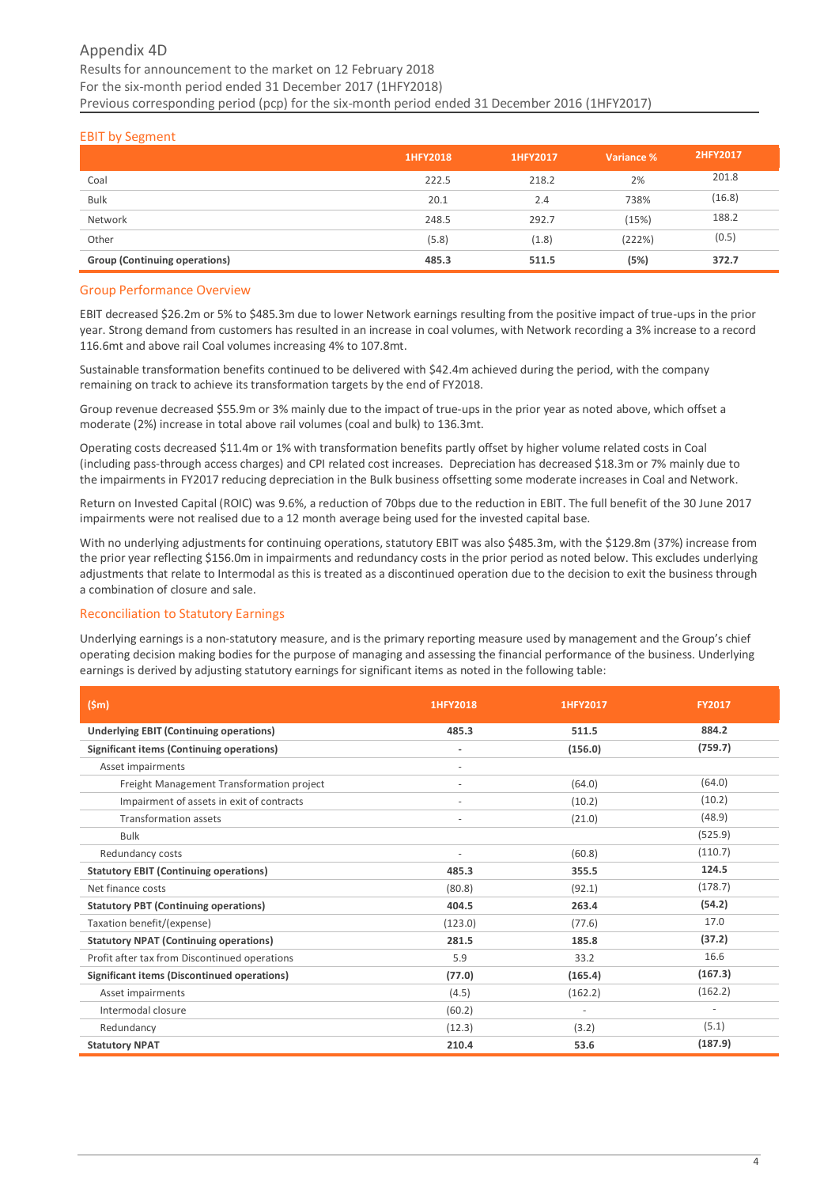Appendix 4D
Results for announcement to the market on 12 February 2018
For the six-month period ended 31 December 2017 (1HFY2018)
Previous corresponding period (pcp) for the six-month period ended 31 December 2016 (1HFY2017)

## EBIT by Segment

| | 1HFY2018 | 1HFY2017 | Variance % | 2HFY2017 |
|---|---|---|---|---|
| Coal | 222.5 | 218.2 | 2% | 201.8 |
| Bulk | 20.1 | 2.4 | 738% | (16.8) |
| Network | 248.5 | 292.7 | (15%) | 188.2 |
| Other | (5.8) | (1.8) | (222%) | (0.5) |
| **Group (Continuing operations)** | **485.3** | **511.5** | **(5%)** | **372.7** |

## Group Performance Overview

EBIT decreased $26.2m or 5% to $485.3m due to lower Network earnings resulting from the positive impact of true-ups in the prior year. Strong demand from customers has resulted in an increase in coal volumes, with Network recording a 3% increase to a record 116.6mt and above rail Coal volumes increasing 4% to 107.8mt.

Sustainable transformation benefits continued to be delivered with $42.4m achieved during the period, with the company remaining on track to achieve its transformation targets by the end of FY2018.

Group revenue decreased $55.9m or 3% mainly due to the impact of true-ups in the prior year as noted above, which offset a moderate (2%) increase in total above rail volumes (coal and bulk) to 136.3mt.

Operating costs decreased $11.4m or 1% with transformation benefits partly offset by higher volume related costs in Coal (including pass-through access charges) and CPI related cost increases. Depreciation has decreased $18.3m or 7% mainly due to the impairments in FY2017 reducing depreciation in the Bulk business offsetting some moderate increases in Coal and Network.

Return on Invested Capital (ROIC) was 9.6%, a reduction of 70bps due to the reduction in EBIT. The full benefit of the 30 June 2017 impairments were not realised due to a 12 month average being used for the invested capital base.

With no underlying adjustments for continuing operations, statutory EBIT was also $485.3m, with the $129.8m (37%) increase from the prior year reflecting $156.0m in impairments and redundancy costs in the prior period as noted below. This excludes underlying adjustments that relate to Intermodal as this is treated as a discontinued operation due to the decision to exit the business through a combination of closure and sale.

## Reconciliation to Statutory Earnings

Underlying earnings is a non-statutory measure, and is the primary reporting measure used by management and the Group's chief operating decision making bodies for the purpose of managing and assessing the financial performance of the business. Underlying earnings is derived by adjusting statutory earnings for significant items as noted in the following table:

| ($m) | 1HFY2018 | 1HFY2017 | FY2017 |
|---|---|---|---|
| **Underlying EBIT (Continuing operations)** | **485.3** | **511.5** | **884.2** |
| **Significant items (Continuing operations)** | **-** | **(156.0)** | **(759.7)** |
| Asset impairments | - | | |
| Freight Management Transformation project | - | (64.0) | (64.0) |
| Impairment of assets in exit of contracts | - | (10.2) | (10.2) |
| Transformation assets | - | (21.0) | (48.9) |
| Bulk | | | (525.9) |
| Redundancy costs | - | (60.8) | (110.7) |
| **Statutory EBIT (Continuing operations)** | **485.3** | **355.5** | **124.5** |
| Net finance costs | (80.8) | (92.1) | (178.7) |
| **Statutory PBT (Continuing operations)** | **404.5** | **263.4** | **(54.2)** |
| Taxation benefit/(expense) | (123.0) | (77.6) | 17.0 |
| **Statutory NPAT (Continuing operations)** | **281.5** | **185.8** | **(37.2)** |
| Profit after tax from Discontinued operations | 5.9 | 33.2 | 16.6 |
| **Significant items (Discontinued operations)** | **(77.0)** | **(165.4)** | **(167.3)** |
| Asset impairments | (4.5) | (162.2) | (162.2) |
| Intermodal closure | (60.2) | - | - |
| Redundancy | (12.3) | (3.2) | (5.1) |
| **Statutory NPAT** | **210.4** | **53.6** | **(187.9)** |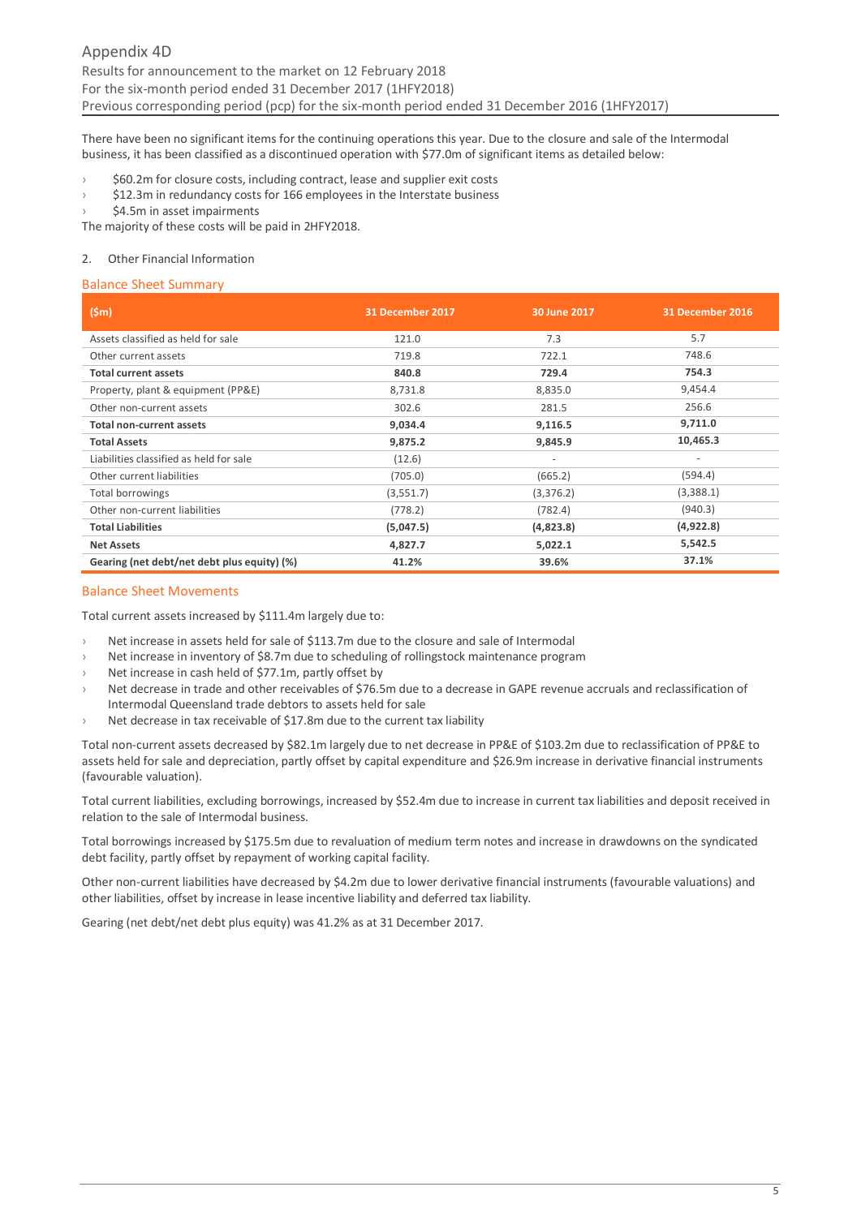There have been no significant items for the continuing operations this year. Due to the closure and sale of the Intermodal business, it has been classified as a discontinued operation with $77.0m of significant items as detailed below:

- $60.2m for closure costs, including contract, lease and supplier exit costs
- $12.3m in redundancy costs for 166 employees in the Interstate business
- $4.5m in asset impairments

The majority of these costs will be paid in 2HFY2018.

2. Other Financial Information

## Balance Sheet Summary

| ($m) | 31 December 2017 | 30 June 2017 | 31 December 2016 |
|---|---|---|---|
| Assets classified as held for sale | 121.0 | 7.3 | 5.7 |
| Other current assets | 719.8 | 722.1 | 748.6 |
| **Total current assets** | **840.8** | **729.4** | **754.3** |
| Property, plant & equipment (PP&E) | 8,731.8 | 8,835.0 | 9,454.4 |
| Other non-current assets | 302.6 | 281.5 | 256.6 |
| **Total non-current assets** | **9,034.4** | **9,116.5** | **9,711.0** |
| **Total Assets** | **9,875.2** | **9,845.9** | **10,465.3** |
| Liabilities classified as held for sale | (12.6) | - | - |
| Other current liabilities | (705.0) | (665.2) | (594.4) |
| Total borrowings | (3,551.7) | (3,376.2) | (3,388.1) |
| Other non-current liabilities | (778.2) | (782.4) | (940.3) |
| **Total Liabilities** | **(5,047.5)** | **(4,823.8)** | **(4,922.8)** |
| **Net Assets** | **4,827.7** | **5,022.1** | **5,542.5** |
| **Gearing (net debt/net debt plus equity) (%)** | **41.2%** | **39.6%** | **37.1%** |

## Balance Sheet Movements

Total current assets increased by $111.4m largely due to:

- Net increase in assets held for sale of $113.7m due to the closure and sale of Intermodal
- Net increase in inventory of $8.7m due to scheduling of rollingstock maintenance program
- Net increase in cash held of $77.1m, partly offset by
- Net decrease in trade and other receivables of $76.5m due to a decrease in GAPE revenue accruals and reclassification of Intermodal Queensland trade debtors to assets held for sale
- Net decrease in tax receivable of $17.8m due to the current tax liability

Total non-current assets decreased by $82.1m largely due to net decrease in PP&E of $103.2m due to reclassification of PP&E to assets held for sale and depreciation, partly offset by capital expenditure and $26.9m increase in derivative financial instruments (favourable valuation).

Total current liabilities, excluding borrowings, increased by $52.4m due to increase in current tax liabilities and deposit received in relation to the sale of Intermodal business.

Total borrowings increased by $175.5m due to revaluation of medium term notes and increase in drawdowns on the syndicated debt facility, partly offset by repayment of working capital facility.

Other non-current liabilities have decreased by $4.2m due to lower derivative financial instruments (favourable valuations) and other liabilities, offset by increase in lease incentive liability and deferred tax liability.

Gearing (net debt/net debt plus equity) was 41.2% as at 31 December 2017.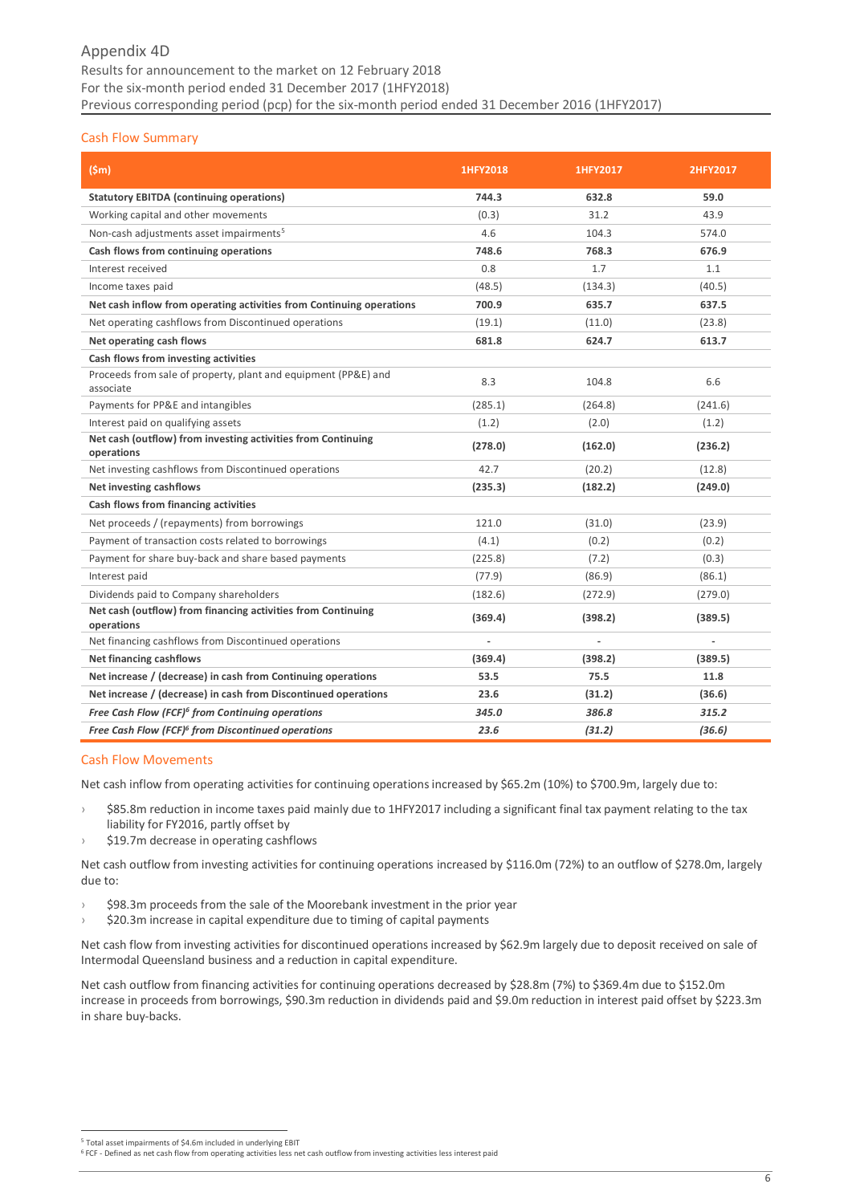# Appendix 4D

Results for announcement to the market on 12 February 2018
For the six-month period ended 31 December 2017 (1HFY2018)
Previous corresponding period (pcp) for the six-month period ended 31 December 2016 (1HFY2017)

## Cash Flow Summary

| ($m) | 1HFY2018 | 1HFY2017 | 2HFY2017 |
|---|---|---|---|
| **Statutory EBITDA (continuing operations)** | **744.3** | **632.8** | **59.0** |
| Working capital and other movements | (0.3) | 31.2 | 43.9 |
| Non-cash adjustments asset impairments[5] | 4.6 | 104.3 | 574.0 |
| **Cash flows from continuing operations** | **748.6** | **768.3** | **676.9** |
| Interest received | 0.8 | 1.7 | 1.1 |
| Income taxes paid | (48.5) | (134.3) | (40.5) |
| **Net cash inflow from operating activities from Continuing operations** | **700.9** | **635.7** | **637.5** |
| Net operating cashflows from Discontinued operations | (19.1) | (11.0) | (23.8) |
| **Net operating cash flows** | **681.8** | **624.7** | **613.7** |
| **Cash flows from investing activities** | | | |
| Proceeds from sale of property, plant and equipment (PP&E) and associate | 8.3 | 104.8 | 6.6 |
| Payments for PP&E and intangibles | (285.1) | (264.8) | (241.6) |
| Interest paid on qualifying assets | (1.2) | (2.0) | (1.2) |
| **Net cash (outflow) from investing activities from Continuing operations** | **(278.0)** | **(162.0)** | **(236.2)** |
| Net investing cashflows from Discontinued operations | 42.7 | (20.2) | (12.8) |
| **Net investing cashflows** | **(235.3)** | **(182.2)** | **(249.0)** |
| **Cash flows from financing activities** | | | |
| Net proceeds / (repayments) from borrowings | 121.0 | (31.0) | (23.9) |
| Payment of transaction costs related to borrowings | (4.1) | (0.2) | (0.2) |
| Payment for share buy-back and share based payments | (225.8) | (7.2) | (0.3) |
| Interest paid | (77.9) | (86.9) | (86.1) |
| Dividends paid to Company shareholders | (182.6) | (272.9) | (279.0) |
| **Net cash (outflow) from financing activities from Continuing operations** | **(369.4)** | **(398.2)** | **(389.5)** |
| Net financing cashflows from Discontinued operations | - | - | - |
| **Net financing cashflows** | **(369.4)** | **(398.2)** | **(389.5)** |
| **Net increase / (decrease) in cash from Continuing operations** | **53.5** | **75.5** | **11.8** |
| **Net increase / (decrease) in cash from Discontinued operations** | **23.6** | **(31.2)** | **(36.6)** |
| ***Free Cash Flow (FCF)[6] from Continuing operations*** | ***345.0*** | ***386.8*** | ***315.2*** |
| ***Free Cash Flow (FCF)[6] from Discontinued operations*** | ***23.6*** | ***(31.2)*** | ***(36.6)*** |

## Cash Flow Movements

Net cash inflow from operating activities for continuing operations increased by $65.2m (10%) to $700.9m, largely due to:

- $85.8m reduction in income taxes paid mainly due to 1HFY2017 including a significant final tax payment relating to the tax liability for FY2016, partly offset by
- $19.7m decrease in operating cashflows

Net cash outflow from investing activities for continuing operations increased by $116.0m (72%) to an outflow of $278.0m, largely due to:

- $98.3m proceeds from the sale of the Moorebank investment in the prior year
- $20.3m increase in capital expenditure due to timing of capital payments

Net cash flow from investing activities for discontinued operations increased by $62.9m largely due to deposit received on sale of Intermodal Queensland business and a reduction in capital expenditure.

Net cash outflow from financing activities for continuing operations decreased by $28.8m (7%) to $369.4m due to $152.0m increase in proceeds from borrowings, $90.3m reduction in dividends paid and $9.0m reduction in interest paid offset by $223.3m in share buy-backs.

---

[5] Total asset impairments of $4.6m included in underlying EBIT

[6] FCF - Defined as net cash flow from operating activities less net cash outflow from investing activities less interest paid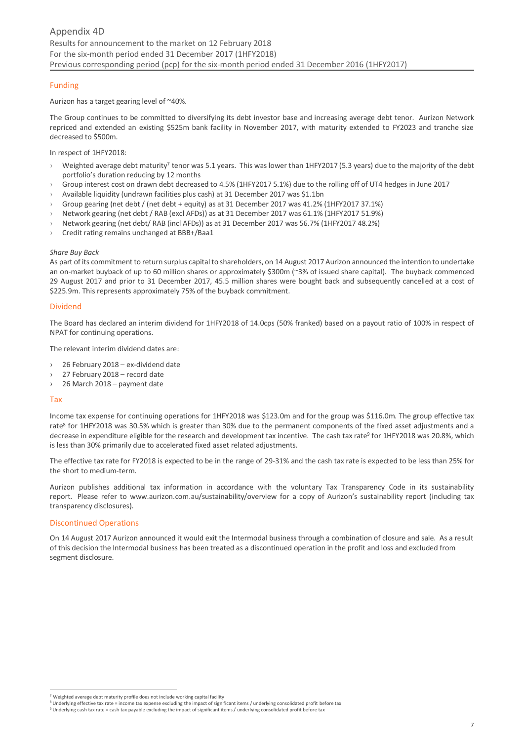## Funding

Aurizon has a target gearing level of ~40%.

The Group continues to be committed to diversifying its debt investor base and increasing average debt tenor. Aurizon Network repriced and extended an existing $525m bank facility in November 2017, with maturity extended to FY2023 and tranche size decreased to $500m.

In respect of 1HFY2018:

- Weighted average debt maturity[7] tenor was 5.1 years. This was lower than 1HFY2017 (5.3 years) due to the majority of the debt portfolio's duration reducing by 12 months
- Group interest cost on drawn debt decreased to 4.5% (1HFY2017 5.1%) due to the rolling off of UT4 hedges in June 2017
- Available liquidity (undrawn facilities plus cash) at 31 December 2017 was $1.1bn
- Group gearing (net debt / (net debt + equity) as at 31 December 2017 was 41.2% (1HFY2017 37.1%)
- Network gearing (net debt / RAB (excl AFDs)) as at 31 December 2017 was 61.1% (1HFY2017 51.9%)
- Network gearing (net debt/ RAB (incl AFDs)) as at 31 December 2017 was 56.7% (1HFY2017 48.2%)
- Credit rating remains unchanged at BBB+/Baa1

*Share Buy Back*

As part of its commitment to return surplus capital to shareholders, on 14 August 2017 Aurizon announced the intention to undertake an on-market buyback of up to 60 million shares or approximately $300m (~3% of issued share capital). The buyback commenced 29 August 2017 and prior to 31 December 2017, 45.5 million shares were bought back and subsequently cancelled at a cost of $225.9m. This represents approximately 75% of the buyback commitment.

## Dividend

The Board has declared an interim dividend for 1HFY2018 of 14.0cps (50% franked) based on a payout ratio of 100% in respect of NPAT for continuing operations.

The relevant interim dividend dates are:

- 26 February 2018 – ex-dividend date
- 27 February 2018 – record date
- 26 March 2018 – payment date

## Tax

Income tax expense for continuing operations for 1HFY2018 was $123.0m and for the group was $116.0m. The group effective tax rate[8] for 1HFY2018 was 30.5% which is greater than 30% due to the permanent components of the fixed asset adjustments and a decrease in expenditure eligible for the research and development tax incentive. The cash tax rate[9] for 1HFY2018 was 20.8%, which is less than 30% primarily due to accelerated fixed asset related adjustments.

The effective tax rate for FY2018 is expected to be in the range of 29-31% and the cash tax rate is expected to be less than 25% for the short to medium-term.

Aurizon publishes additional tax information in accordance with the voluntary Tax Transparency Code in its sustainability report. Please refer to www.aurizon.com.au/sustainability/overview for a copy of Aurizon's sustainability report (including tax transparency disclosures).

## Discontinued Operations

On 14 August 2017 Aurizon announced it would exit the Intermodal business through a combination of closure and sale. As a result of this decision the Intermodal business has been treated as a discontinued operation in the profit and loss and excluded from segment disclosure.

---

[7] Weighted average debt maturity profile does not include working capital facility

[8] Underlying effective tax rate = income tax expense excluding the impact of significant items / underlying consolidated profit before tax

[9] Underlying cash tax rate = cash tax payable excluding the impact of significant items / underlying consolidated profit before tax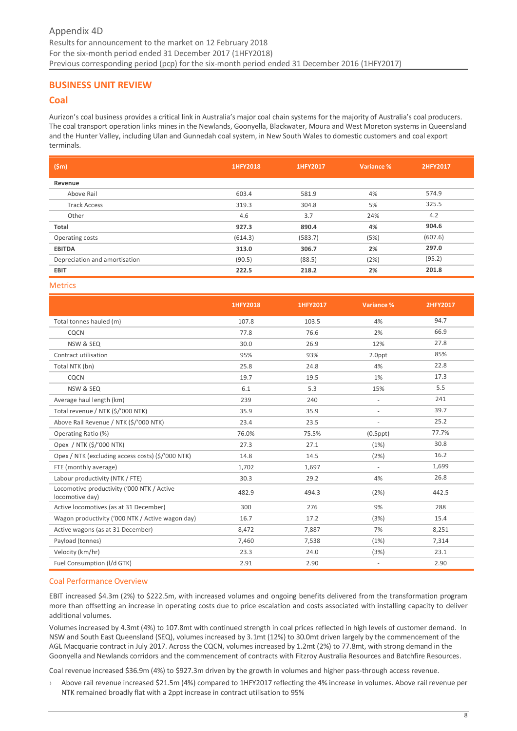Appendix 4D
Results for announcement to the market on 12 February 2018
For the six-month period ended 31 December 2017 (1HFY2018)
Previous corresponding period (pcp) for the six-month period ended 31 December 2016 (1HFY2017)

## BUSINESS UNIT REVIEW

## Coal

Aurizon's coal business provides a critical link in Australia's major coal chain systems for the majority of Australia's coal producers. The coal transport operation links mines in the Newlands, Goonyella, Blackwater, Moura and West Moreton systems in Queensland and the Hunter Valley, including Ulan and Gunnedah coal system, in New South Wales to domestic customers and coal export terminals.

| ($m) | 1HFY2018 | 1HFY2017 | Variance % | 2HFY2017 |
|---|---|---|---|---|
| **Revenue** | | | | |
| Above Rail | 603.4 | 581.9 | 4% | 574.9 |
| Track Access | 319.3 | 304.8 | 5% | 325.5 |
| Other | 4.6 | 3.7 | 24% | 4.2 |
| **Total** | **927.3** | **890.4** | **4%** | **904.6** |
| Operating costs | (614.3) | (583.7) | (5%) | (607.6) |
| **EBITDA** | **313.0** | **306.7** | **2%** | **297.0** |
| Depreciation and amortisation | (90.5) | (88.5) | (2%) | (95.2) |
| **EBIT** | **222.5** | **218.2** | **2%** | **201.8** |

### Metrics

| | 1HFY2018 | 1HFY2017 | Variance % | 2HFY2017 |
|---|---|---|---|---|
| Total tonnes hauled (m) | 107.8 | 103.5 | 4% | 94.7 |
| CQCN | 77.8 | 76.6 | 2% | 66.9 |
| NSW & SEQ | 30.0 | 26.9 | 12% | 27.8 |
| Contract utilisation | 95% | 93% | 2.0ppt | 85% |
| Total NTK (bn) | 25.8 | 24.8 | 4% | 22.8 |
| CQCN | 19.7 | 19.5 | 1% | 17.3 |
| NSW & SEQ | 6.1 | 5.3 | 15% | 5.5 |
| Average haul length (km) | 239 | 240 | - | 241 |
| Total revenue / NTK ($/'000 NTK) | 35.9 | 35.9 | - | 39.7 |
| Above Rail Revenue / NTK ($/'000 NTK) | 23.4 | 23.5 | - | 25.2 |
| Operating Ratio (%) | 76.0% | 75.5% | (0.5ppt) | 77.7% |
| Opex / NTK ($/'000 NTK) | 27.3 | 27.1 | (1%) | 30.8 |
| Opex / NTK (excluding access costs) ($/'000 NTK) | 14.8 | 14.5 | (2%) | 16.2 |
| FTE (monthly average) | 1,702 | 1,697 | - | 1,699 |
| Labour productivity (NTK / FTE) | 30.3 | 29.2 | 4% | 26.8 |
| Locomotive productivity ('000 NTK / Active locomotive day) | 482.9 | 494.3 | (2%) | 442.5 |
| Active locomotives (as at 31 December) | 300 | 276 | 9% | 288 |
| Wagon productivity ('000 NTK / Active wagon day) | 16.7 | 17.2 | (3%) | 15.4 |
| Active wagons (as at 31 December) | 8,472 | 7,887 | 7% | 8,251 |
| Payload (tonnes) | 7,460 | 7,538 | (1%) | 7,314 |
| Velocity (km/hr) | 23.3 | 24.0 | (3%) | 23.1 |
| Fuel Consumption (l/d GTK) | 2.91 | 2.90 | - | 2.90 |

### Coal Performance Overview

EBIT increased $4.3m (2%) to $222.5m, with increased volumes and ongoing benefits delivered from the transformation program more than offsetting an increase in operating costs due to price escalation and costs associated with installing capacity to deliver additional volumes.

Volumes increased by 4.3mt (4%) to 107.8mt with continued strength in coal prices reflected in high levels of customer demand. In NSW and South East Queensland (SEQ), volumes increased by 3.1mt (12%) to 30.0mt driven largely by the commencement of the AGL Macquarie contract in July 2017. Across the CQCN, volumes increased by 1.2mt (2%) to 77.8mt, with strong demand in the Goonyella and Newlands corridors and the commencement of contracts with Fitzroy Australia Resources and Batchfire Resources.

Coal revenue increased $36.9m (4%) to $927.3m driven by the growth in volumes and higher pass-through access revenue.

- Above rail revenue increased $21.5m (4%) compared to 1HFY2017 reflecting the 4% increase in volumes. Above rail revenue per NTK remained broadly flat with a 2ppt increase in contract utilisation to 95%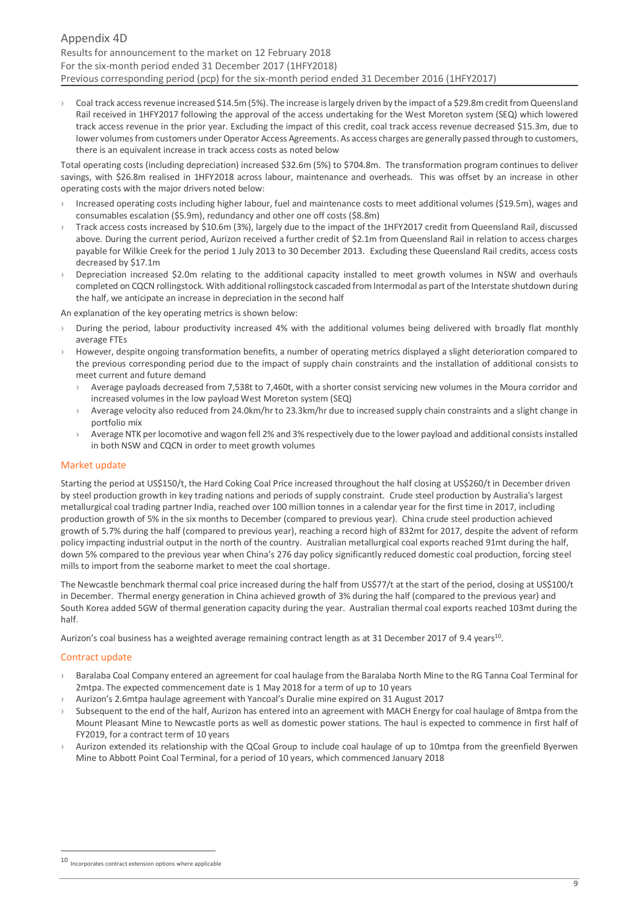- Coal track access revenue increased $14.5m (5%). The increase is largely driven by the impact of a $29.8m credit from Queensland Rail received in 1HFY2017 following the approval of the access undertaking for the West Moreton system (SEQ) which lowered track access revenue in the prior year. Excluding the impact of this credit, coal track access revenue decreased $15.3m, due to lower volumes from customers under Operator Access Agreements. As access charges are generally passed through to customers, there is an equivalent increase in track access costs as noted below

Total operating costs (including depreciation) increased $32.6m (5%) to $704.8m. The transformation program continues to deliver savings, with $26.8m realised in 1HFY2018 across labour, maintenance and overheads. This was offset by an increase in other operating costs with the major drivers noted below:

- Increased operating costs including higher labour, fuel and maintenance costs to meet additional volumes ($19.5m), wages and consumables escalation ($5.9m), redundancy and other one off costs ($8.8m)
- Track access costs increased by $10.6m (3%), largely due to the impact of the 1HFY2017 credit from Queensland Rail, discussed above. During the current period, Aurizon received a further credit of $2.1m from Queensland Rail in relation to access charges payable for Wilkie Creek for the period 1 July 2013 to 30 December 2013. Excluding these Queensland Rail credits, access costs decreased by $17.1m
- Depreciation increased $2.0m relating to the additional capacity installed to meet growth volumes in NSW and overhauls completed on CQCN rollingstock. With additional rollingstock cascaded from Intermodal as part of the Interstate shutdown during the half, we anticipate an increase in depreciation in the second half

An explanation of the key operating metrics is shown below:

- During the period, labour productivity increased 4% with the additional volumes being delivered with broadly flat monthly average FTEs
- However, despite ongoing transformation benefits, a number of operating metrics displayed a slight deterioration compared to the previous corresponding period due to the impact of supply chain constraints and the installation of additional consists to meet current and future demand
  - Average payloads decreased from 7,538t to 7,460t, with a shorter consist servicing new volumes in the Moura corridor and increased volumes in the low payload West Moreton system (SEQ)
  - Average velocity also reduced from 24.0km/hr to 23.3km/hr due to increased supply chain constraints and a slight change in portfolio mix
  - Average NTK per locomotive and wagon fell 2% and 3% respectively due to the lower payload and additional consists installed in both NSW and CQCN in order to meet growth volumes

## Market update

Starting the period at US$150/t, the Hard Coking Coal Price increased throughout the half closing at US$260/t in December driven by steel production growth in key trading nations and periods of supply constraint. Crude steel production by Australia's largest metallurgical coal trading partner India, reached over 100 million tonnes in a calendar year for the first time in 2017, including production growth of 5% in the six months to December (compared to previous year). China crude steel production achieved growth of 5.7% during the half (compared to previous year), reaching a record high of 832mt for 2017, despite the advent of reform policy impacting industrial output in the north of the country. Australian metallurgical coal exports reached 91mt during the half, down 5% compared to the previous year when China's 276 day policy significantly reduced domestic coal production, forcing steel mills to import from the seaborne market to meet the coal shortage.

The Newcastle benchmark thermal coal price increased during the half from US$77/t at the start of the period, closing at US$100/t in December. Thermal energy generation in China achieved growth of 3% during the half (compared to the previous year) and South Korea added 5GW of thermal generation capacity during the year. Australian thermal coal exports reached 103mt during the half.

Aurizon's coal business has a weighted average remaining contract length as at 31 December 2017 of 9.4 years[10].

## Contract update

- Baralaba Coal Company entered an agreement for coal haulage from the Baralaba North Mine to the RG Tanna Coal Terminal for 2mtpa. The expected commencement date is 1 May 2018 for a term of up to 10 years
- Aurizon's 2.6mtpa haulage agreement with Yancoal's Duralie mine expired on 31 August 2017
- Subsequent to the end of the half, Aurizon has entered into an agreement with MACH Energy for coal haulage of 8mtpa from the Mount Pleasant Mine to Newcastle ports as well as domestic power stations. The haul is expected to commence in first half of FY2019, for a contract term of 10 years
- Aurizon extended its relationship with the QCoal Group to include coal haulage of up to 10mtpa from the greenfield Byerwen Mine to Abbott Point Coal Terminal, for a period of 10 years, which commenced January 2018

[10] Incorporates contract extension options where applicable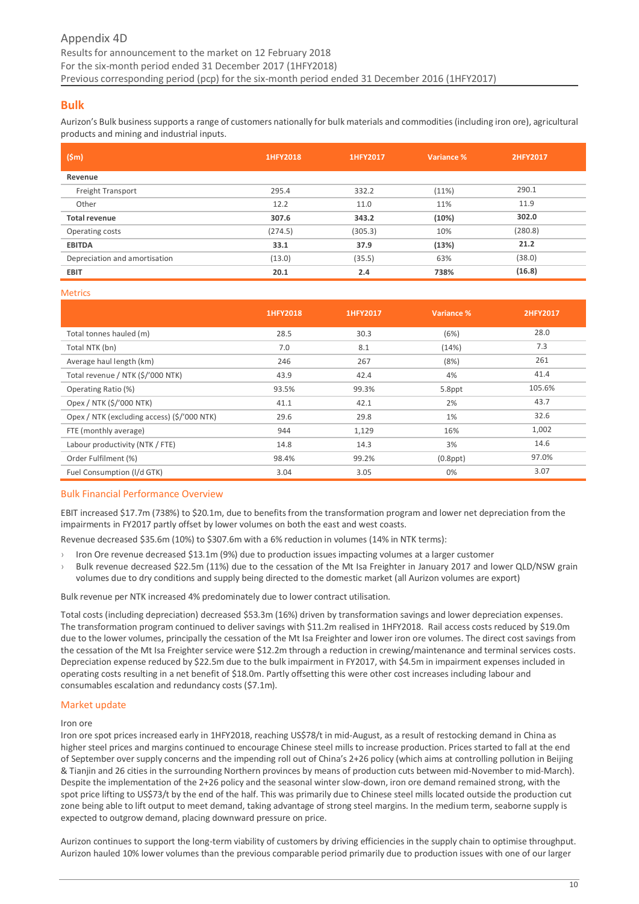# Bulk

Aurizon's Bulk business supports a range of customers nationally for bulk materials and commodities (including iron ore), agricultural products and mining and industrial inputs.

| ($m) | 1HFY2018 | 1HFY2017 | Variance % | 2HFY2017 |
|---|---|---|---|---|
| **Revenue** | | | | |
| Freight Transport | 295.4 | 332.2 | (11%) | 290.1 |
| Other | 12.2 | 11.0 | 11% | 11.9 |
| **Total revenue** | **307.6** | **343.2** | **(10%)** | **302.0** |
| Operating costs | (274.5) | (305.3) | 10% | (280.8) |
| **EBITDA** | **33.1** | **37.9** | **(13%)** | **21.2** |
| Depreciation and amortisation | (13.0) | (35.5) | 63% | (38.0) |
| **EBIT** | **20.1** | **2.4** | **738%** | **(16.8)** |

## Metrics

| | 1HFY2018 | 1HFY2017 | Variance % | 2HFY2017 |
|---|---|---|---|---|
| Total tonnes hauled (m) | 28.5 | 30.3 | (6%) | 28.0 |
| Total NTK (bn) | 7.0 | 8.1 | (14%) | 7.3 |
| Average haul length (km) | 246 | 267 | (8%) | 261 |
| Total revenue / NTK ($/'000 NTK) | 43.9 | 42.4 | 4% | 41.4 |
| Operating Ratio (%) | 93.5% | 99.3% | 5.8ppt | 105.6% |
| Opex / NTK ($/'000 NTK) | 41.1 | 42.1 | 2% | 43.7 |
| Opex / NTK (excluding access) ($/'000 NTK) | 29.6 | 29.8 | 1% | 32.6 |
| FTE (monthly average) | 944 | 1,129 | 16% | 1,002 |
| Labour productivity (NTK / FTE) | 14.8 | 14.3 | 3% | 14.6 |
| Order Fulfilment (%) | 98.4% | 99.2% | (0.8ppt) | 97.0% |
| Fuel Consumption (l/d GTK) | 3.04 | 3.05 | 0% | 3.07 |

## Bulk Financial Performance Overview

EBIT increased $17.7m (738%) to $20.1m, due to benefits from the transformation program and lower net depreciation from the impairments in FY2017 partly offset by lower volumes on both the east and west coasts.

Revenue decreased $35.6m (10%) to $307.6m with a 6% reduction in volumes (14% in NTK terms):

- Iron Ore revenue decreased $13.1m (9%) due to production issues impacting volumes at a larger customer
- Bulk revenue decreased $22.5m (11%) due to the cessation of the Mt Isa Freighter in January 2017 and lower QLD/NSW grain volumes due to dry conditions and supply being directed to the domestic market (all Aurizon volumes are export)

Bulk revenue per NTK increased 4% predominately due to lower contract utilisation.

Total costs (including depreciation) decreased $53.3m (16%) driven by transformation savings and lower depreciation expenses. The transformation program continued to deliver savings with $11.2m realised in 1HFY2018. Rail access costs reduced by $19.0m due to the lower volumes, principally the cessation of the Mt Isa Freighter and lower iron ore volumes. The direct cost savings from the cessation of the Mt Isa Freighter service were $12.2m through a reduction in crewing/maintenance and terminal services costs. Depreciation expense reduced by $22.5m due to the bulk impairment in FY2017, with $4.5m in impairment expenses included in operating costs resulting in a net benefit of $18.0m. Partly offsetting this were other cost increases including labour and consumables escalation and redundancy costs ($7.1m).

## Market update

Iron ore

Iron ore spot prices increased early in 1HFY2018, reaching US$78/t in mid-August, as a result of restocking demand in China as higher steel prices and margins continued to encourage Chinese steel mills to increase production. Prices started to fall at the end of September over supply concerns and the impending roll out of China's 2+26 policy (which aims at controlling pollution in Beijing & Tianjin and 26 cities in the surrounding Northern provinces by means of production cuts between mid-November to mid-March). Despite the implementation of the 2+26 policy and the seasonal winter slow-down, iron ore demand remained strong, with the spot price lifting to US$73/t by the end of the half. This was primarily due to Chinese steel mills located outside the production cut zone being able to lift output to meet demand, taking advantage of strong steel margins. In the medium term, seaborne supply is expected to outgrow demand, placing downward pressure on price.

Aurizon continues to support the long-term viability of customers by driving efficiencies in the supply chain to optimise throughput. Aurizon hauled 10% lower volumes than the previous comparable period primarily due to production issues with one of our larger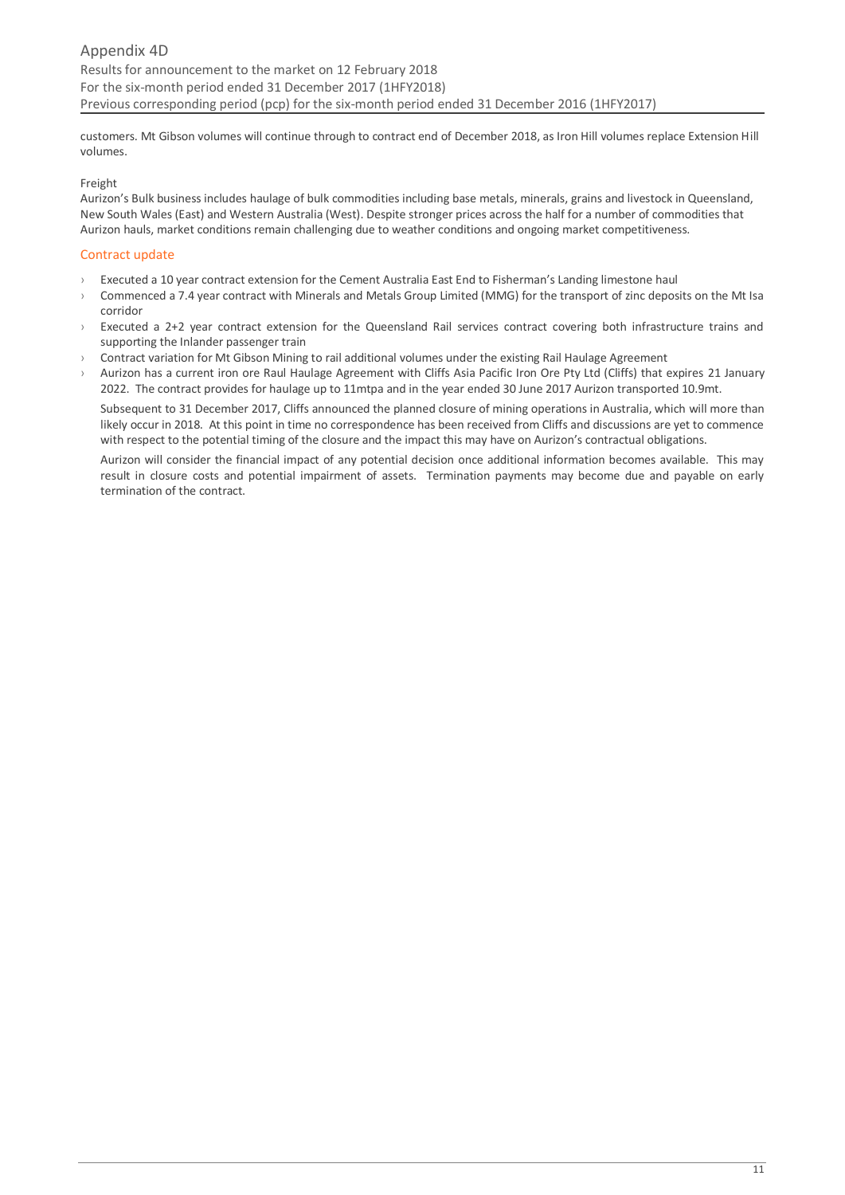customers. Mt Gibson volumes will continue through to contract end of December 2018, as Iron Hill volumes replace Extension Hill volumes.

Freight

Aurizon's Bulk business includes haulage of bulk commodities including base metals, minerals, grains and livestock in Queensland, New South Wales (East) and Western Australia (West). Despite stronger prices across the half for a number of commodities that Aurizon hauls, market conditions remain challenging due to weather conditions and ongoing market competitiveness.

## Contract update

- Executed a 10 year contract extension for the Cement Australia East End to Fisherman's Landing limestone haul
- Commenced a 7.4 year contract with Minerals and Metals Group Limited (MMG) for the transport of zinc deposits on the Mt Isa corridor
- Executed a 2+2 year contract extension for the Queensland Rail services contract covering both infrastructure trains and supporting the Inlander passenger train
- Contract variation for Mt Gibson Mining to rail additional volumes under the existing Rail Haulage Agreement
- Aurizon has a current iron ore Raul Haulage Agreement with Cliffs Asia Pacific Iron Ore Pty Ltd (Cliffs) that expires 21 January 2022. The contract provides for haulage up to 11mtpa and in the year ended 30 June 2017 Aurizon transported 10.9mt.

  Subsequent to 31 December 2017, Cliffs announced the planned closure of mining operations in Australia, which will more than likely occur in 2018. At this point in time no correspondence has been received from Cliffs and discussions are yet to commence with respect to the potential timing of the closure and the impact this may have on Aurizon's contractual obligations.

  Aurizon will consider the financial impact of any potential decision once additional information becomes available. This may result in closure costs and potential impairment of assets. Termination payments may become due and payable on early termination of the contract.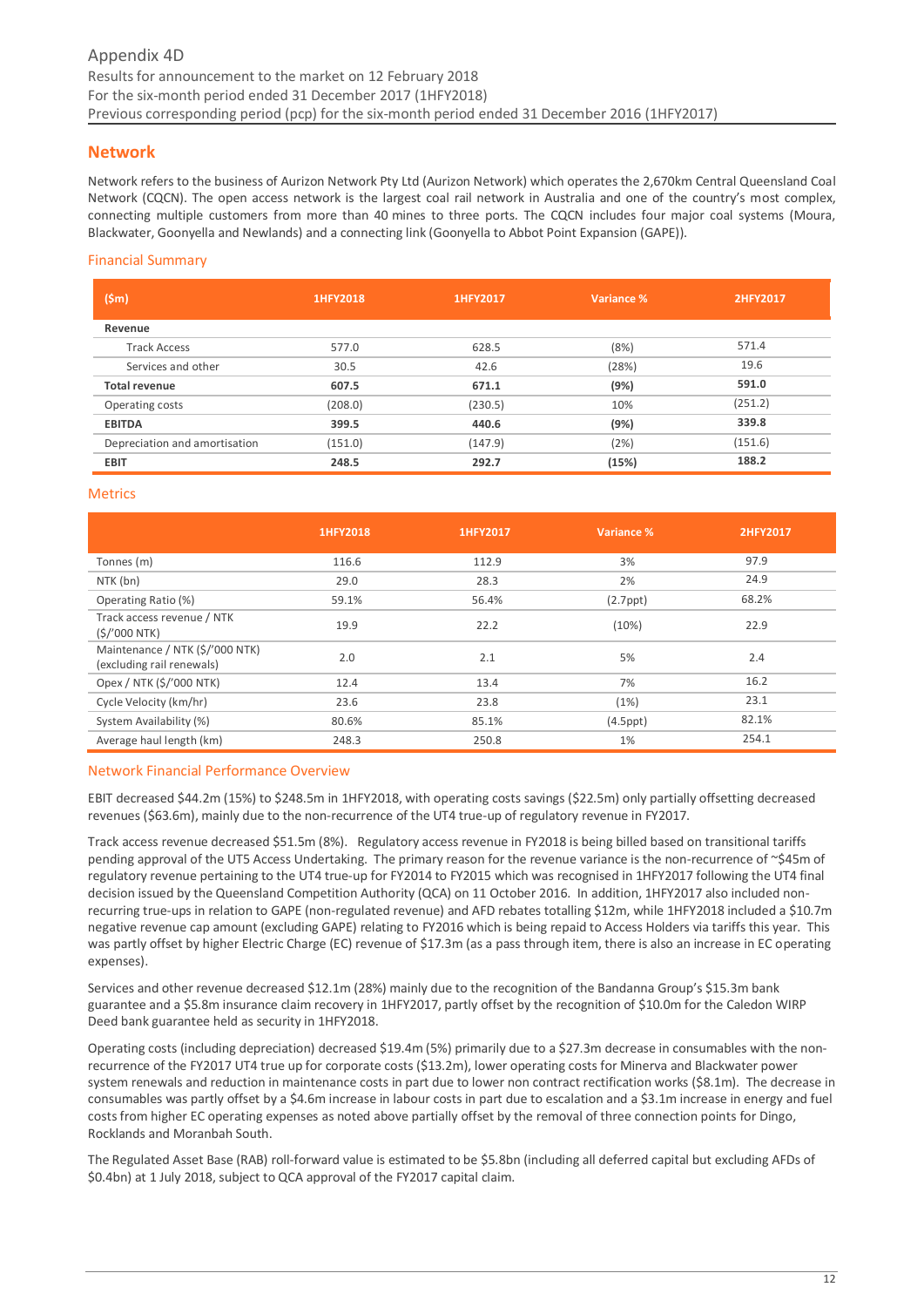# Network

Network refers to the business of Aurizon Network Pty Ltd (Aurizon Network) which operates the 2,670km Central Queensland Coal Network (CQCN). The open access network is the largest coal rail network in Australia and one of the country's most complex, connecting multiple customers from more than 40 mines to three ports. The CQCN includes four major coal systems (Moura, Blackwater, Goonyella and Newlands) and a connecting link (Goonyella to Abbot Point Expansion (GAPE)).

## Financial Summary

| ($m) | 1HFY2018 | 1HFY2017 | Variance % | 2HFY2017 |
|---|---|---|---|---|
| **Revenue** | | | | |
| Track Access | 577.0 | 628.5 | (8%) | 571.4 |
| Services and other | 30.5 | 42.6 | (28%) | 19.6 |
| **Total revenue** | **607.5** | **671.1** | **(9%)** | **591.0** |
| Operating costs | (208.0) | (230.5) | 10% | (251.2) |
| **EBITDA** | **399.5** | **440.6** | **(9%)** | **339.8** |
| Depreciation and amortisation | (151.0) | (147.9) | (2%) | (151.6) |
| **EBIT** | **248.5** | **292.7** | **(15%)** | **188.2** |

## Metrics

| | 1HFY2018 | 1HFY2017 | Variance % | 2HFY2017 |
|---|---|---|---|---|
| Tonnes (m) | 116.6 | 112.9 | 3% | 97.9 |
| NTK (bn) | 29.0 | 28.3 | 2% | 24.9 |
| Operating Ratio (%) | 59.1% | 56.4% | (2.7ppt) | 68.2% |
| Track access revenue / NTK ($/'000 NTK) | 19.9 | 22.2 | (10%) | 22.9 |
| Maintenance / NTK ($/'000 NTK) (excluding rail renewals) | 2.0 | 2.1 | 5% | 2.4 |
| Opex / NTK ($/'000 NTK) | 12.4 | 13.4 | 7% | 16.2 |
| Cycle Velocity (km/hr) | 23.6 | 23.8 | (1%) | 23.1 |
| System Availability (%) | 80.6% | 85.1% | (4.5ppt) | 82.1% |
| Average haul length (km) | 248.3 | 250.8 | 1% | 254.1 |

## Network Financial Performance Overview

EBIT decreased $44.2m (15%) to $248.5m in 1HFY2018, with operating costs savings ($22.5m) only partially offsetting decreased revenues ($63.6m), mainly due to the non-recurrence of the UT4 true-up of regulatory revenue in FY2017.

Track access revenue decreased $51.5m (8%). Regulatory access revenue in FY2018 is being billed based on transitional tariffs pending approval of the UT5 Access Undertaking. The primary reason for the revenue variance is the non-recurrence of ~$45m of regulatory revenue pertaining to the UT4 true-up for FY2014 to FY2015 which was recognised in 1HFY2017 following the UT4 final decision issued by the Queensland Competition Authority (QCA) on 11 October 2016. In addition, 1HFY2017 also included non-recurring true-ups in relation to GAPE (non-regulated revenue) and AFD rebates totalling $12m, while 1HFY2018 included a $10.7m negative revenue cap amount (excluding GAPE) relating to FY2016 which is being repaid to Access Holders via tariffs this year. This was partly offset by higher Electric Charge (EC) revenue of $17.3m (as a pass through item, there is also an increase in EC operating expenses).

Services and other revenue decreased $12.1m (28%) mainly due to the recognition of the Bandanna Group's $15.3m bank guarantee and a $5.8m insurance claim recovery in 1HFY2017, partly offset by the recognition of $10.0m for the Caledon WIRP Deed bank guarantee held as security in 1HFY2018.

Operating costs (including depreciation) decreased $19.4m (5%) primarily due to a $27.3m decrease in consumables with the non-recurrence of the FY2017 UT4 true up for corporate costs ($13.2m), lower operating costs for Minerva and Blackwater power system renewals and reduction in maintenance costs in part due to lower non contract rectification works ($8.1m). The decrease in consumables was partly offset by a $4.6m increase in labour costs in part due to escalation and a $3.1m increase in energy and fuel costs from higher EC operating expenses as noted above partially offset by the removal of three connection points for Dingo, Rocklands and Moranbah South.

The Regulated Asset Base (RAB) roll-forward value is estimated to be $5.8bn (including all deferred capital but excluding AFDs of $0.4bn) at 1 July 2018, subject to QCA approval of the FY2017 capital claim.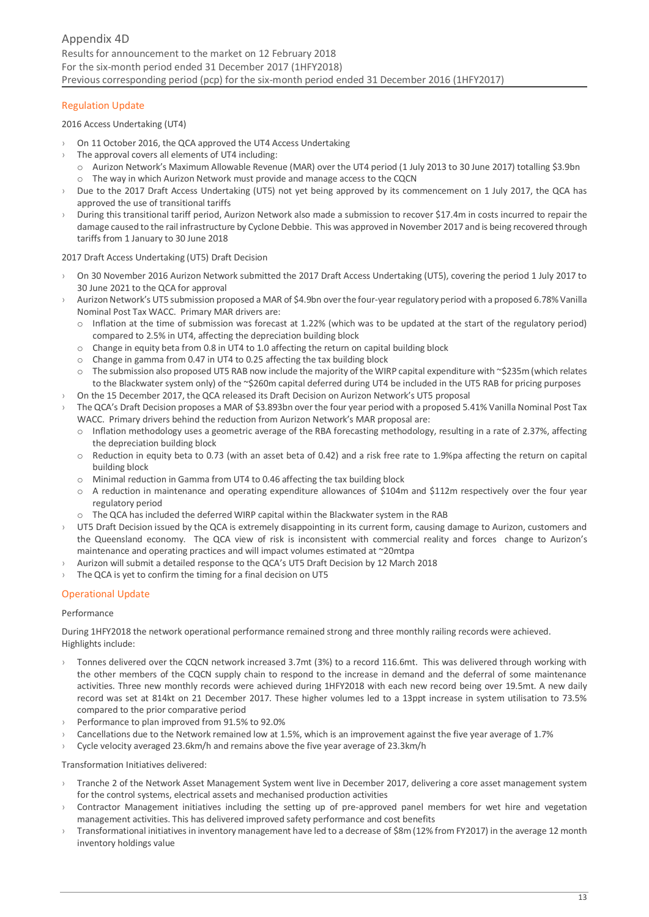## Regulation Update

2016 Access Undertaking (UT4)

- On 11 October 2016, the QCA approved the UT4 Access Undertaking
- The approval covers all elements of UT4 including:
  - Aurizon Network's Maximum Allowable Revenue (MAR) over the UT4 period (1 July 2013 to 30 June 2017) totalling $3.9bn
  - The way in which Aurizon Network must provide and manage access to the CQCN
- Due to the 2017 Draft Access Undertaking (UT5) not yet being approved by its commencement on 1 July 2017, the QCA has approved the use of transitional tariffs
- During this transitional tariff period, Aurizon Network also made a submission to recover $17.4m in costs incurred to repair the damage caused to the rail infrastructure by Cyclone Debbie. This was approved in November 2017 and is being recovered through tariffs from 1 January to 30 June 2018

2017 Draft Access Undertaking (UT5) Draft Decision

- On 30 November 2016 Aurizon Network submitted the 2017 Draft Access Undertaking (UT5), covering the period 1 July 2017 to 30 June 2021 to the QCA for approval
- Aurizon Network's UT5 submission proposed a MAR of $4.9bn over the four-year regulatory period with a proposed 6.78% Vanilla Nominal Post Tax WACC. Primary MAR drivers are:
  - Inflation at the time of submission was forecast at 1.22% (which was to be updated at the start of the regulatory period) compared to 2.5% in UT4, affecting the depreciation building block
  - Change in equity beta from 0.8 in UT4 to 1.0 affecting the return on capital building block
  - Change in gamma from 0.47 in UT4 to 0.25 affecting the tax building block
  - The submission also proposed UT5 RAB now include the majority of the WIRP capital expenditure with ~$235m (which relates to the Blackwater system only) of the ~$260m capital deferred during UT4 be included in the UT5 RAB for pricing purposes
- On the 15 December 2017, the QCA released its Draft Decision on Aurizon Network's UT5 proposal
- The QCA's Draft Decision proposes a MAR of $3.893bn over the four year period with a proposed 5.41% Vanilla Nominal Post Tax WACC. Primary drivers behind the reduction from Aurizon Network's MAR proposal are:
  - Inflation methodology uses a geometric average of the RBA forecasting methodology, resulting in a rate of 2.37%, affecting the depreciation building block
  - Reduction in equity beta to 0.73 (with an asset beta of 0.42) and a risk free rate to 1.9%pa affecting the return on capital building block
  - Minimal reduction in Gamma from UT4 to 0.46 affecting the tax building block
  - A reduction in maintenance and operating expenditure allowances of $104m and $112m respectively over the four year regulatory period
  - The QCA has included the deferred WIRP capital within the Blackwater system in the RAB
- UT5 Draft Decision issued by the QCA is extremely disappointing in its current form, causing damage to Aurizon, customers and the Queensland economy. The QCA view of risk is inconsistent with commercial reality and forces change to Aurizon's maintenance and operating practices and will impact volumes estimated at ~20mtpa
- Aurizon will submit a detailed response to the QCA's UT5 Draft Decision by 12 March 2018
- The QCA is yet to confirm the timing for a final decision on UT5

## Operational Update

Performance

During 1HFY2018 the network operational performance remained strong and three monthly railing records were achieved. Highlights include:

- Tonnes delivered over the CQCN network increased 3.7mt (3%) to a record 116.6mt. This was delivered through working with the other members of the CQCN supply chain to respond to the increase in demand and the deferral of some maintenance activities. Three new monthly records were achieved during 1HFY2018 with each new record being over 19.5mt. A new daily record was set at 814kt on 21 December 2017. These higher volumes led to a 13ppt increase in system utilisation to 73.5% compared to the prior comparative period
- Performance to plan improved from 91.5% to 92.0%
- Cancellations due to the Network remained low at 1.5%, which is an improvement against the five year average of 1.7%
- Cycle velocity averaged 23.6km/h and remains above the five year average of 23.3km/h

Transformation Initiatives delivered:

- Tranche 2 of the Network Asset Management System went live in December 2017, delivering a core asset management system for the control systems, electrical assets and mechanised production activities
- Contractor Management initiatives including the setting up of pre-approved panel members for wet hire and vegetation management activities. This has delivered improved safety performance and cost benefits
- Transformational initiatives in inventory management have led to a decrease of $8m (12% from FY2017) in the average 12 month inventory holdings value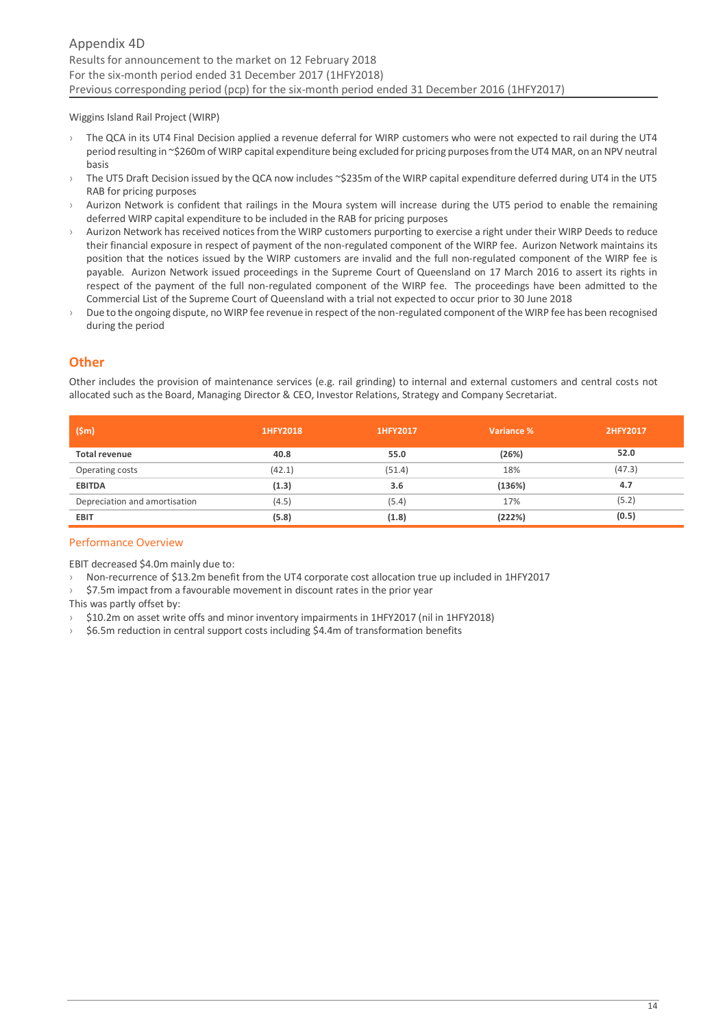Wiggins Island Rail Project (WIRP)

- The QCA in its UT4 Final Decision applied a revenue deferral for WIRP customers who were not expected to rail during the UT4 period resulting in ~$260m of WIRP capital expenditure being excluded for pricing purposes from the UT4 MAR, on an NPV neutral basis
- The UT5 Draft Decision issued by the QCA now includes ~$235m of the WIRP capital expenditure deferred during UT4 in the UT5 RAB for pricing purposes
- Aurizon Network is confident that railings in the Moura system will increase during the UT5 period to enable the remaining deferred WIRP capital expenditure to be included in the RAB for pricing purposes
- Aurizon Network has received notices from the WIRP customers purporting to exercise a right under their WIRP Deeds to reduce their financial exposure in respect of payment of the non-regulated component of the WIRP fee. Aurizon Network maintains its position that the notices issued by the WIRP customers are invalid and the full non-regulated component of the WIRP fee is payable. Aurizon Network issued proceedings in the Supreme Court of Queensland on 17 March 2016 to assert its rights in respect of the payment of the full non-regulated component of the WIRP fee. The proceedings have been admitted to the Commercial List of the Supreme Court of Queensland with a trial not expected to occur prior to 30 June 2018
- Due to the ongoing dispute, no WIRP fee revenue in respect of the non-regulated component of the WIRP fee has been recognised during the period

## Other

Other includes the provision of maintenance services (e.g. rail grinding) to internal and external customers and central costs not allocated such as the Board, Managing Director & CEO, Investor Relations, Strategy and Company Secretariat.

| ($m) | 1HFY2018 | 1HFY2017 | Variance % | 2HFY2017 |
|---|---|---|---|---|
| **Total revenue** | **40.8** | **55.0** | **(26%)** | **52.0** |
| Operating costs | (42.1) | (51.4) | 18% | (47.3) |
| **EBITDA** | **(1.3)** | **3.6** | **(136%)** | **4.7** |
| Depreciation and amortisation | (4.5) | (5.4) | 17% | (5.2) |
| **EBIT** | **(5.8)** | **(1.8)** | **(222%)** | **(0.5)** |

### Performance Overview

EBIT decreased $4.0m mainly due to:

- Non-recurrence of $13.2m benefit from the UT4 corporate cost allocation true up included in 1HFY2017
- $7.5m impact from a favourable movement in discount rates in the prior year

This was partly offset by:

- $10.2m on asset write offs and minor inventory impairments in 1HFY2017 (nil in 1HFY2018)
- $6.5m reduction in central support costs including $4.4m of transformation benefits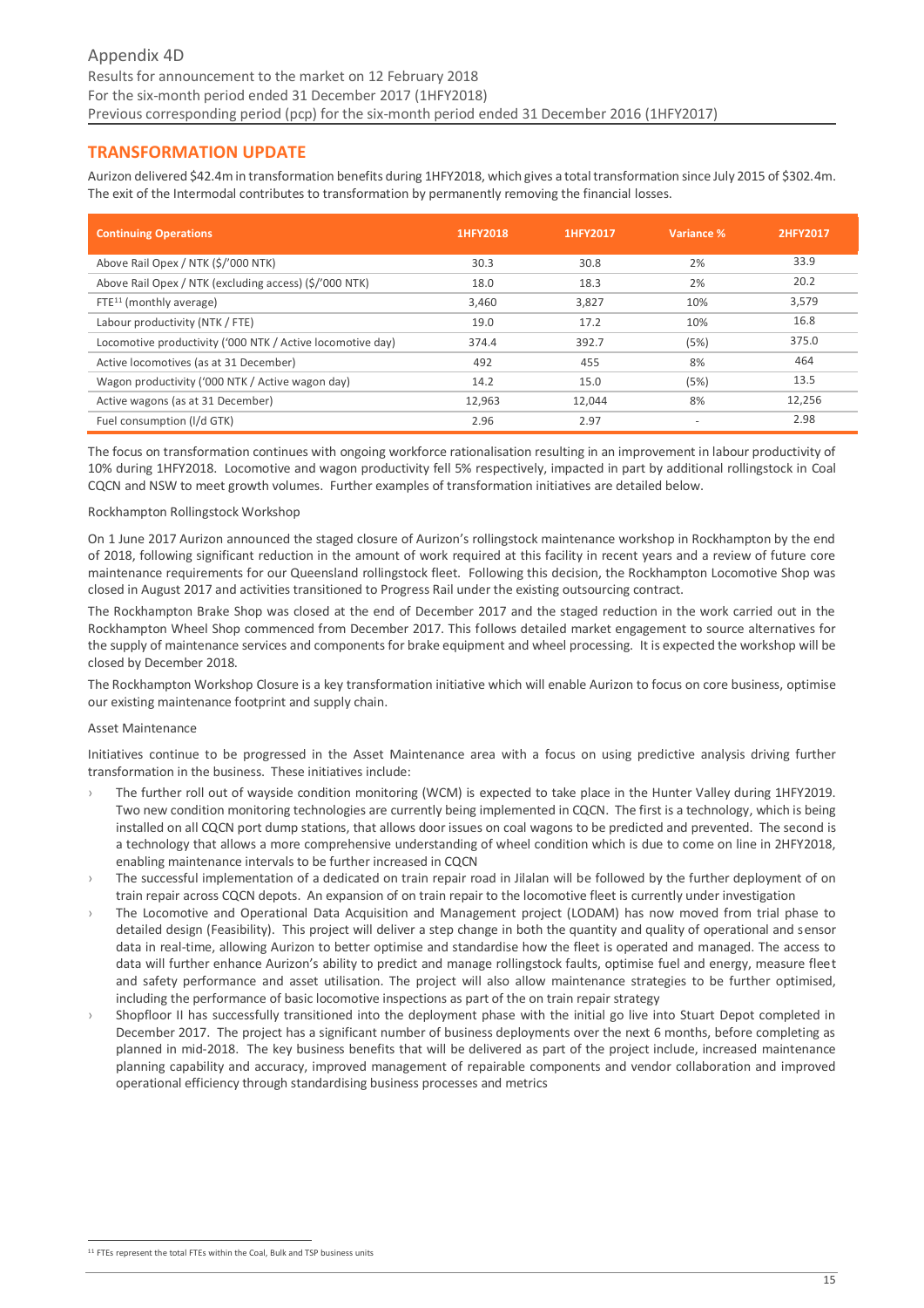## TRANSFORMATION UPDATE

Aurizon delivered $42.4m in transformation benefits during 1HFY2018, which gives a total transformation since July 2015 of $302.4m. The exit of the Intermodal contributes to transformation by permanently removing the financial losses.

| Continuing Operations | 1HFY2018 | 1HFY2017 | Variance % | 2HFY2017 |
|---|---|---|---|---|
| Above Rail Opex / NTK ($/'000 NTK) | 30.3 | 30.8 | 2% | 33.9 |
| Above Rail Opex / NTK (excluding access) ($/'000 NTK) | 18.0 | 18.3 | 2% | 20.2 |
| FTE[11] (monthly average) | 3,460 | 3,827 | 10% | 3,579 |
| Labour productivity (NTK / FTE) | 19.0 | 17.2 | 10% | 16.8 |
| Locomotive productivity ('000 NTK / Active locomotive day) | 374.4 | 392.7 | (5%) | 375.0 |
| Active locomotives (as at 31 December) | 492 | 455 | 8% | 464 |
| Wagon productivity ('000 NTK / Active wagon day) | 14.2 | 15.0 | (5%) | 13.5 |
| Active wagons (as at 31 December) | 12,963 | 12,044 | 8% | 12,256 |
| Fuel consumption (l/d GTK) | 2.96 | 2.97 | - | 2.98 |

The focus on transformation continues with ongoing workforce rationalisation resulting in an improvement in labour productivity of 10% during 1HFY2018. Locomotive and wagon productivity fell 5% respectively, impacted in part by additional rollingstock in Coal CQCN and NSW to meet growth volumes. Further examples of transformation initiatives are detailed below.

Rockhampton Rollingstock Workshop

On 1 June 2017 Aurizon announced the staged closure of Aurizon's rollingstock maintenance workshop in Rockhampton by the end of 2018, following significant reduction in the amount of work required at this facility in recent years and a review of future core maintenance requirements for our Queensland rollingstock fleet. Following this decision, the Rockhampton Locomotive Shop was closed in August 2017 and activities transitioned to Progress Rail under the existing outsourcing contract.

The Rockhampton Brake Shop was closed at the end of December 2017 and the staged reduction in the work carried out in the Rockhampton Wheel Shop commenced from December 2017. This follows detailed market engagement to source alternatives for the supply of maintenance services and components for brake equipment and wheel processing. It is expected the workshop will be closed by December 2018.

The Rockhampton Workshop Closure is a key transformation initiative which will enable Aurizon to focus on core business, optimise our existing maintenance footprint and supply chain.

Asset Maintenance

Initiatives continue to be progressed in the Asset Maintenance area with a focus on using predictive analysis driving further transformation in the business. These initiatives include:

- The further roll out of wayside condition monitoring (WCM) is expected to take place in the Hunter Valley during 1HFY2019. Two new condition monitoring technologies are currently being implemented in CQCN. The first is a technology, which is being installed on all CQCN port dump stations, that allows door issues on coal wagons to be predicted and prevented. The second is a technology that allows a more comprehensive understanding of wheel condition which is due to come on line in 2HFY2018, enabling maintenance intervals to be further increased in CQCN
- The successful implementation of a dedicated on train repair road in Jilalan will be followed by the further deployment of on train repair across CQCN depots. An expansion of on train repair to the locomotive fleet is currently under investigation
- The Locomotive and Operational Data Acquisition and Management project (LODAM) has now moved from trial phase to detailed design (Feasibility). This project will deliver a step change in both the quantity and quality of operational and sensor data in real-time, allowing Aurizon to better optimise and standardise how the fleet is operated and managed. The access to data will further enhance Aurizon's ability to predict and manage rollingstock faults, optimise fuel and energy, measure fleet and safety performance and asset utilisation. The project will also allow maintenance strategies to be further optimised, including the performance of basic locomotive inspections as part of the on train repair strategy
- Shopfloor II has successfully transitioned into the deployment phase with the initial go live into Stuart Depot completed in December 2017. The project has a significant number of business deployments over the next 6 months, before completing as planned in mid-2018. The key business benefits that will be delivered as part of the project include, increased maintenance planning capability and accuracy, improved management of repairable components and vendor collaboration and improved operational efficiency through standardising business processes and metrics

[11] FTEs represent the total FTEs within the Coal, Bulk and TSP business units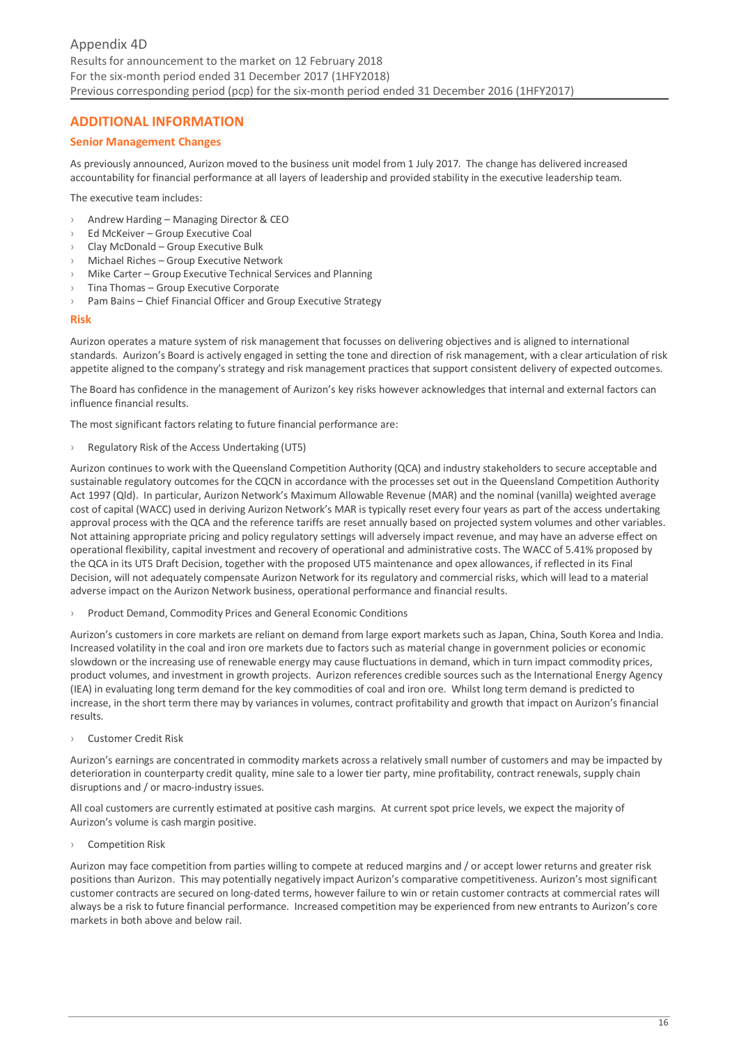## ADDITIONAL INFORMATION

### Senior Management Changes

As previously announced, Aurizon moved to the business unit model from 1 July 2017. The change has delivered increased accountability for financial performance at all layers of leadership and provided stability in the executive leadership team.

The executive team includes:

- Andrew Harding – Managing Director & CEO
- Ed McKeiver – Group Executive Coal
- Clay McDonald – Group Executive Bulk
- Michael Riches – Group Executive Network
- Mike Carter – Group Executive Technical Services and Planning
- Tina Thomas – Group Executive Corporate
- Pam Bains – Chief Financial Officer and Group Executive Strategy

### Risk

Aurizon operates a mature system of risk management that focusses on delivering objectives and is aligned to international standards. Aurizon's Board is actively engaged in setting the tone and direction of risk management, with a clear articulation of risk appetite aligned to the company's strategy and risk management practices that support consistent delivery of expected outcomes.

The Board has confidence in the management of Aurizon's key risks however acknowledges that internal and external factors can influence financial results.

The most significant factors relating to future financial performance are:

- Regulatory Risk of the Access Undertaking (UT5)

Aurizon continues to work with the Queensland Competition Authority (QCA) and industry stakeholders to secure acceptable and sustainable regulatory outcomes for the CQCN in accordance with the processes set out in the Queensland Competition Authority Act 1997 (Qld). In particular, Aurizon Network's Maximum Allowable Revenue (MAR) and the nominal (vanilla) weighted average cost of capital (WACC) used in deriving Aurizon Network's MAR is typically reset every four years as part of the access undertaking approval process with the QCA and the reference tariffs are reset annually based on projected system volumes and other variables. Not attaining appropriate pricing and policy regulatory settings will adversely impact revenue, and may have an adverse effect on operational flexibility, capital investment and recovery of operational and administrative costs. The WACC of 5.41% proposed by the QCA in its UT5 Draft Decision, together with the proposed UT5 maintenance and opex allowances, if reflected in its Final Decision, will not adequately compensate Aurizon Network for its regulatory and commercial risks, which will lead to a material adverse impact on the Aurizon Network business, operational performance and financial results.

- Product Demand, Commodity Prices and General Economic Conditions

Aurizon's customers in core markets are reliant on demand from large export markets such as Japan, China, South Korea and India. Increased volatility in the coal and iron ore markets due to factors such as material change in government policies or economic slowdown or the increasing use of renewable energy may cause fluctuations in demand, which in turn impact commodity prices, product volumes, and investment in growth projects. Aurizon references credible sources such as the International Energy Agency (IEA) in evaluating long term demand for the key commodities of coal and iron ore. Whilst long term demand is predicted to increase, in the short term there may by variances in volumes, contract profitability and growth that impact on Aurizon's financial results.

- Customer Credit Risk

Aurizon's earnings are concentrated in commodity markets across a relatively small number of customers and may be impacted by deterioration in counterparty credit quality, mine sale to a lower tier party, mine profitability, contract renewals, supply chain disruptions and / or macro-industry issues.

All coal customers are currently estimated at positive cash margins. At current spot price levels, we expect the majority of Aurizon's volume is cash margin positive.

- Competition Risk

Aurizon may face competition from parties willing to compete at reduced margins and / or accept lower returns and greater risk positions than Aurizon. This may potentially negatively impact Aurizon's comparative competitiveness. Aurizon's most significant customer contracts are secured on long-dated terms, however failure to win or retain customer contracts at commercial rates will always be a risk to future financial performance. Increased competition may be experienced from new entrants to Aurizon's core markets in both above and below rail.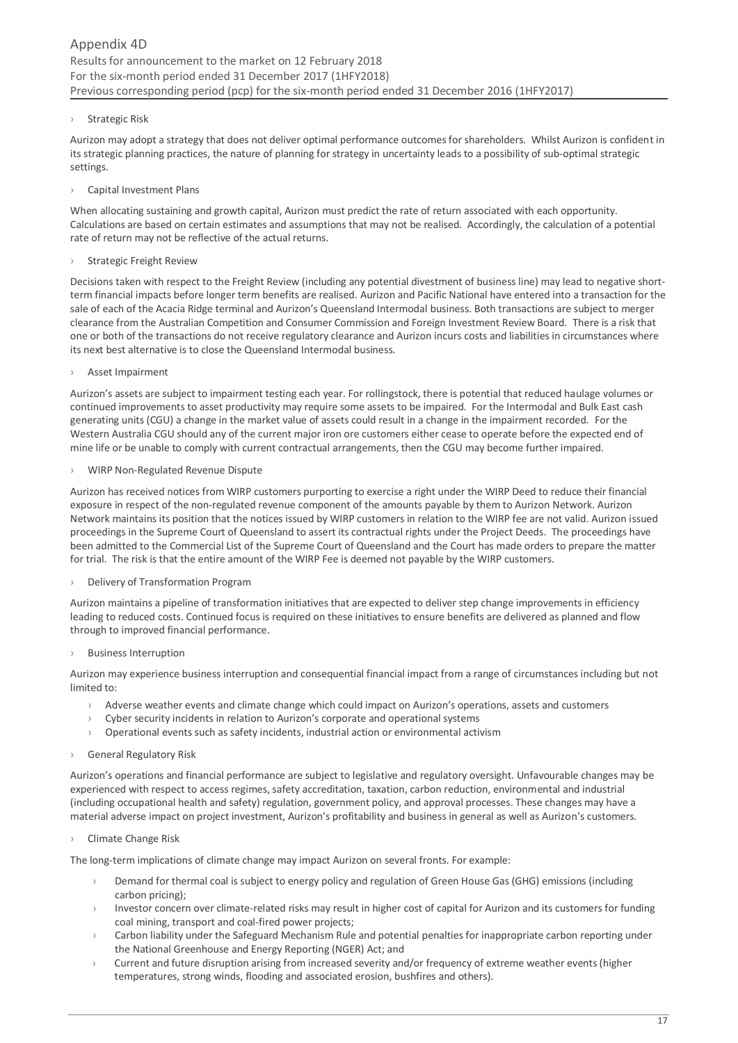- Strategic Risk

Aurizon may adopt a strategy that does not deliver optimal performance outcomes for shareholders. Whilst Aurizon is confident in its strategic planning practices, the nature of planning for strategy in uncertainty leads to a possibility of sub-optimal strategic settings.

- Capital Investment Plans

When allocating sustaining and growth capital, Aurizon must predict the rate of return associated with each opportunity. Calculations are based on certain estimates and assumptions that may not be realised. Accordingly, the calculation of a potential rate of return may not be reflective of the actual returns.

- Strategic Freight Review

Decisions taken with respect to the Freight Review (including any potential divestment of business line) may lead to negative short-term financial impacts before longer term benefits are realised. Aurizon and Pacific National have entered into a transaction for the sale of each of the Acacia Ridge terminal and Aurizon's Queensland Intermodal business. Both transactions are subject to merger clearance from the Australian Competition and Consumer Commission and Foreign Investment Review Board. There is a risk that one or both of the transactions do not receive regulatory clearance and Aurizon incurs costs and liabilities in circumstances where its next best alternative is to close the Queensland Intermodal business.

- Asset Impairment

Aurizon's assets are subject to impairment testing each year. For rollingstock, there is potential that reduced haulage volumes or continued improvements to asset productivity may require some assets to be impaired. For the Intermodal and Bulk East cash generating units (CGU) a change in the market value of assets could result in a change in the impairment recorded. For the Western Australia CGU should any of the current major iron ore customers either cease to operate before the expected end of mine life or be unable to comply with current contractual arrangements, then the CGU may become further impaired.

- WIRP Non-Regulated Revenue Dispute

Aurizon has received notices from WIRP customers purporting to exercise a right under the WIRP Deed to reduce their financial exposure in respect of the non-regulated revenue component of the amounts payable by them to Aurizon Network. Aurizon Network maintains its position that the notices issued by WIRP customers in relation to the WIRP fee are not valid. Aurizon issued proceedings in the Supreme Court of Queensland to assert its contractual rights under the Project Deeds. The proceedings have been admitted to the Commercial List of the Supreme Court of Queensland and the Court has made orders to prepare the matter for trial. The risk is that the entire amount of the WIRP Fee is deemed not payable by the WIRP customers.

- Delivery of Transformation Program

Aurizon maintains a pipeline of transformation initiatives that are expected to deliver step change improvements in efficiency leading to reduced costs. Continued focus is required on these initiatives to ensure benefits are delivered as planned and flow through to improved financial performance.

- Business Interruption

Aurizon may experience business interruption and consequential financial impact from a range of circumstances including but not limited to:

  - Adverse weather events and climate change which could impact on Aurizon's operations, assets and customers
  - Cyber security incidents in relation to Aurizon's corporate and operational systems
  - Operational events such as safety incidents, industrial action or environmental activism

- General Regulatory Risk

Aurizon's operations and financial performance are subject to legislative and regulatory oversight. Unfavourable changes may be experienced with respect to access regimes, safety accreditation, taxation, carbon reduction, environmental and industrial (including occupational health and safety) regulation, government policy, and approval processes. These changes may have a material adverse impact on project investment, Aurizon's profitability and business in general as well as Aurizon's customers.

- Climate Change Risk

The long-term implications of climate change may impact Aurizon on several fronts. For example:

  - Demand for thermal coal is subject to energy policy and regulation of Green House Gas (GHG) emissions (including carbon pricing);
  - Investor concern over climate-related risks may result in higher cost of capital for Aurizon and its customers for funding coal mining, transport and coal-fired power projects;
  - Carbon liability under the Safeguard Mechanism Rule and potential penalties for inappropriate carbon reporting under the National Greenhouse and Energy Reporting (NGER) Act; and
  - Current and future disruption arising from increased severity and/or frequency of extreme weather events (higher temperatures, strong winds, flooding and associated erosion, bushfires and others).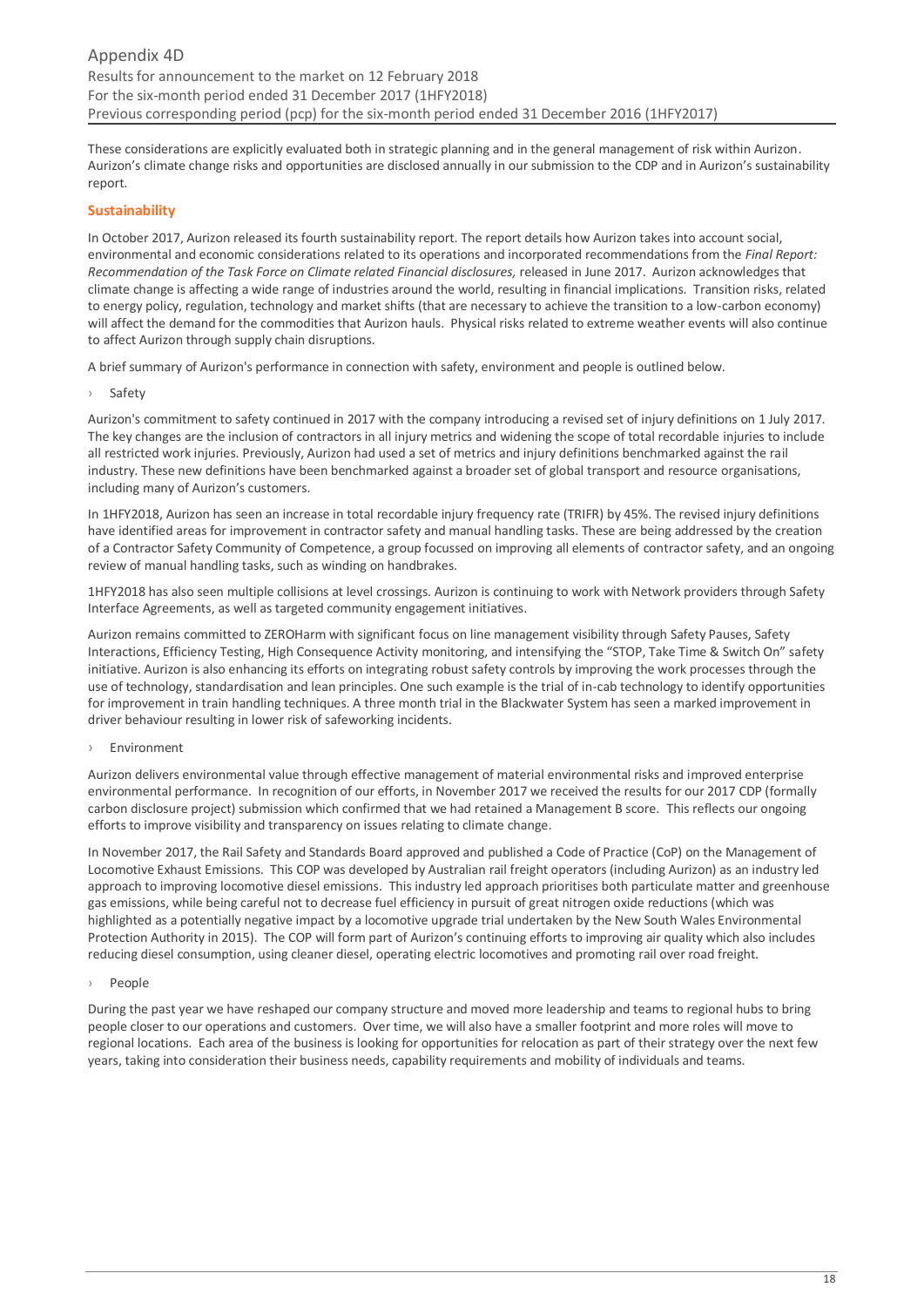These considerations are explicitly evaluated both in strategic planning and in the general management of risk within Aurizon. Aurizon's climate change risks and opportunities are disclosed annually in our submission to the CDP and in Aurizon's sustainability report.

## Sustainability

In October 2017, Aurizon released its fourth sustainability report. The report details how Aurizon takes into account social, environmental and economic considerations related to its operations and incorporated recommendations from the *Final Report: Recommendation of the Task Force on Climate related Financial disclosures,* released in June 2017. Aurizon acknowledges that climate change is affecting a wide range of industries around the world, resulting in financial implications. Transition risks, related to energy policy, regulation, technology and market shifts (that are necessary to achieve the transition to a low-carbon economy) will affect the demand for the commodities that Aurizon hauls. Physical risks related to extreme weather events will also continue to affect Aurizon through supply chain disruptions.

A brief summary of Aurizon's performance in connection with safety, environment and people is outlined below.

› Safety

Aurizon's commitment to safety continued in 2017 with the company introducing a revised set of injury definitions on 1 July 2017. The key changes are the inclusion of contractors in all injury metrics and widening the scope of total recordable injuries to include all restricted work injuries. Previously, Aurizon had used a set of metrics and injury definitions benchmarked against the rail industry. These new definitions have been benchmarked against a broader set of global transport and resource organisations, including many of Aurizon's customers.

In 1HFY2018, Aurizon has seen an increase in total recordable injury frequency rate (TRIFR) by 45%. The revised injury definitions have identified areas for improvement in contractor safety and manual handling tasks. These are being addressed by the creation of a Contractor Safety Community of Competence, a group focussed on improving all elements of contractor safety, and an ongoing review of manual handling tasks, such as winding on handbrakes.

1HFY2018 has also seen multiple collisions at level crossings. Aurizon is continuing to work with Network providers through Safety Interface Agreements, as well as targeted community engagement initiatives.

Aurizon remains committed to ZEROHarm with significant focus on line management visibility through Safety Pauses, Safety Interactions, Efficiency Testing, High Consequence Activity monitoring, and intensifying the "STOP, Take Time & Switch On" safety initiative. Aurizon is also enhancing its efforts on integrating robust safety controls by improving the work processes through the use of technology, standardisation and lean principles. One such example is the trial of in-cab technology to identify opportunities for improvement in train handling techniques. A three month trial in the Blackwater System has seen a marked improvement in driver behaviour resulting in lower risk of safeworking incidents.

› Environment

Aurizon delivers environmental value through effective management of material environmental risks and improved enterprise environmental performance. In recognition of our efforts, in November 2017 we received the results for our 2017 CDP (formally carbon disclosure project) submission which confirmed that we had retained a Management B score. This reflects our ongoing efforts to improve visibility and transparency on issues relating to climate change.

In November 2017, the Rail Safety and Standards Board approved and published a Code of Practice (CoP) on the Management of Locomotive Exhaust Emissions. This COP was developed by Australian rail freight operators (including Aurizon) as an industry led approach to improving locomotive diesel emissions. This industry led approach prioritises both particulate matter and greenhouse gas emissions, while being careful not to decrease fuel efficiency in pursuit of great nitrogen oxide reductions (which was highlighted as a potentially negative impact by a locomotive upgrade trial undertaken by the New South Wales Environmental Protection Authority in 2015). The COP will form part of Aurizon's continuing efforts to improving air quality which also includes reducing diesel consumption, using cleaner diesel, operating electric locomotives and promoting rail over road freight.

› People

During the past year we have reshaped our company structure and moved more leadership and teams to regional hubs to bring people closer to our operations and customers. Over time, we will also have a smaller footprint and more roles will move to regional locations. Each area of the business is looking for opportunities for relocation as part of their strategy over the next few years, taking into consideration their business needs, capability requirements and mobility of individuals and teams.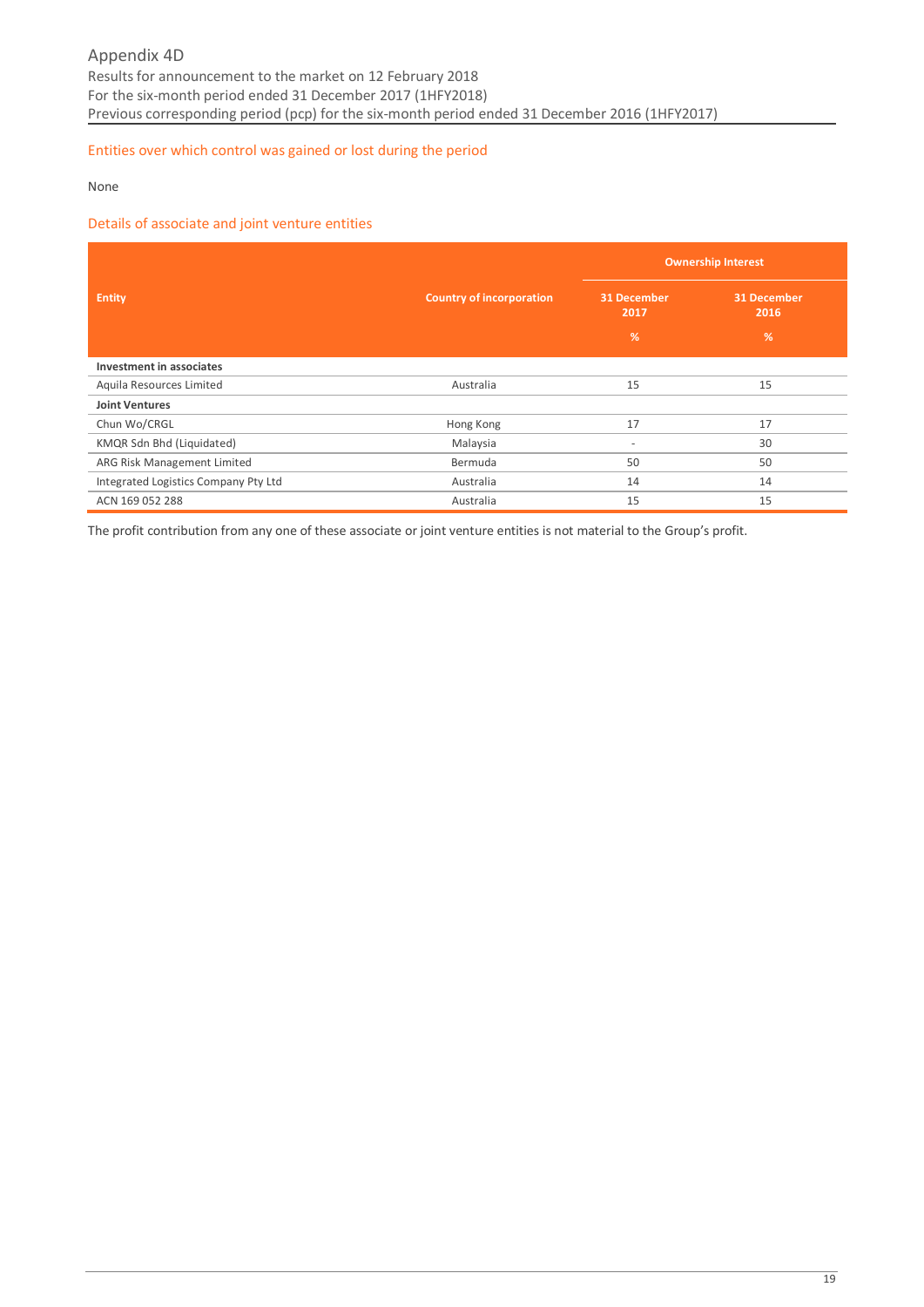Appendix 4D
Results for announcement to the market on 12 February 2018
For the six-month period ended 31 December 2017 (1HFY2018)
Previous corresponding period (pcp) for the six-month period ended 31 December 2016 (1HFY2017)

## Entities over which control was gained or lost during the period

None

## Details of associate and joint venture entities

| Entity | Country of incorporation | Ownership Interest | |
|---|---|---|---|
| | | 31 December 2017 % | 31 December 2016 % |
| **Investment in associates** | | | |
| Aquila Resources Limited | Australia | 15 | 15 |
| **Joint Ventures** | | | |
| Chun Wo/CRGL | Hong Kong | 17 | 17 |
| KMQR Sdn Bhd (Liquidated) | Malaysia | - | 30 |
| ARG Risk Management Limited | Bermuda | 50 | 50 |
| Integrated Logistics Company Pty Ltd | Australia | 14 | 14 |
| ACN 169 052 288 | Australia | 15 | 15 |

The profit contribution from any one of these associate or joint venture entities is not material to the Group's profit.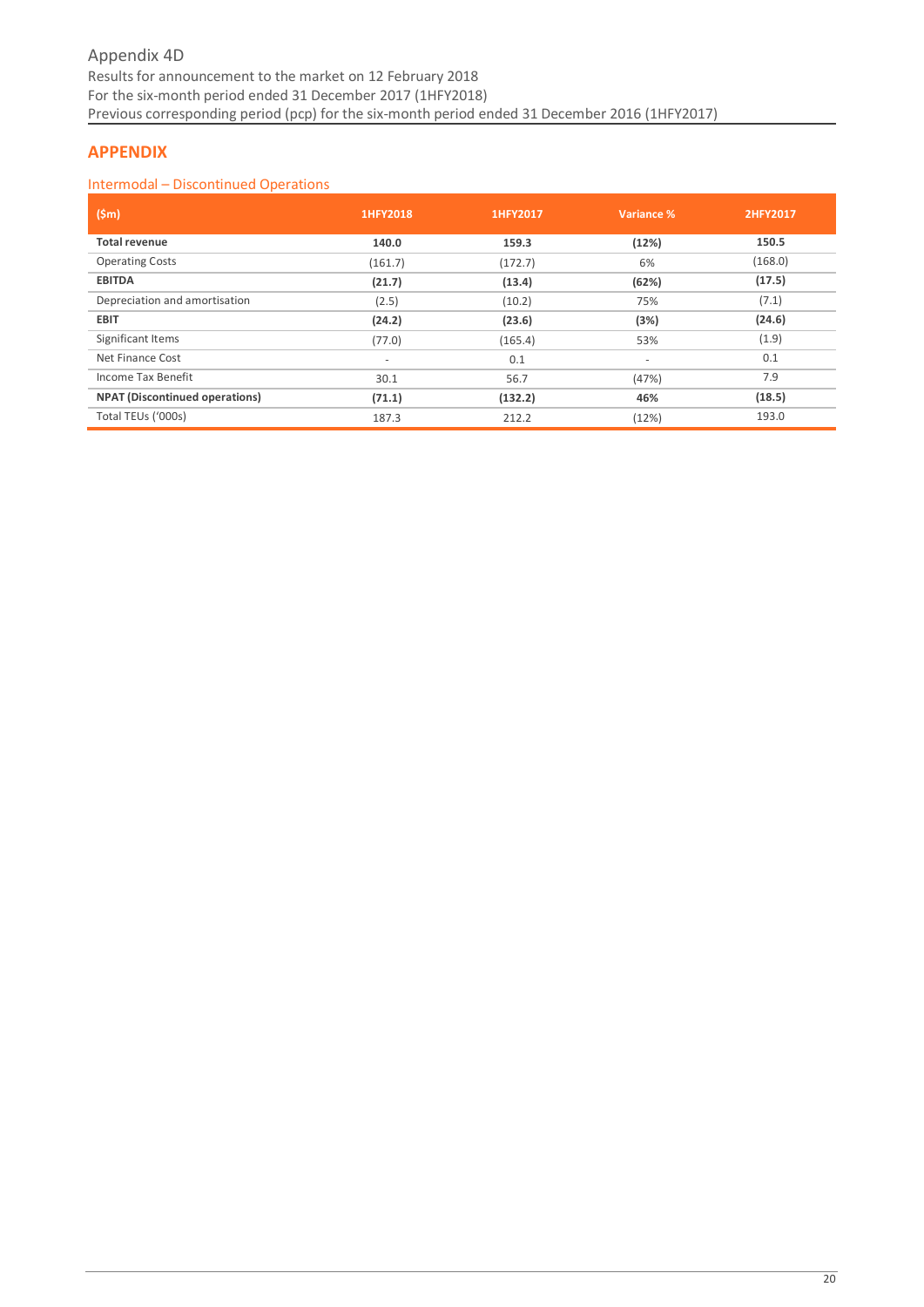Appendix 4D
Results for announcement to the market on 12 February 2018
For the six-month period ended 31 December 2017 (1HFY2018)
Previous corresponding period (pcp) for the six-month period ended 31 December 2016 (1HFY2017)

## APPENDIX

### Intermodal – Discontinued Operations

| ($m) | 1HFY2018 | 1HFY2017 | Variance % | 2HFY2017 |
|---|---|---|---|---|
| **Total revenue** | **140.0** | **159.3** | **(12%)** | **150.5** |
| Operating Costs | (161.7) | (172.7) | 6% | (168.0) |
| **EBITDA** | **(21.7)** | **(13.4)** | **(62%)** | **(17.5)** |
| Depreciation and amortisation | (2.5) | (10.2) | 75% | (7.1) |
| **EBIT** | **(24.2)** | **(23.6)** | **(3%)** | **(24.6)** |
| Significant Items | (77.0) | (165.4) | 53% | (1.9) |
| Net Finance Cost | - | 0.1 | - | 0.1 |
| Income Tax Benefit | 30.1 | 56.7 | (47%) | 7.9 |
| **NPAT (Discontinued operations)** | **(71.1)** | **(132.2)** | **46%** | **(18.5)** |
| Total TEUs ('000s) | 187.3 | 212.2 | (12%) | 193.0 |